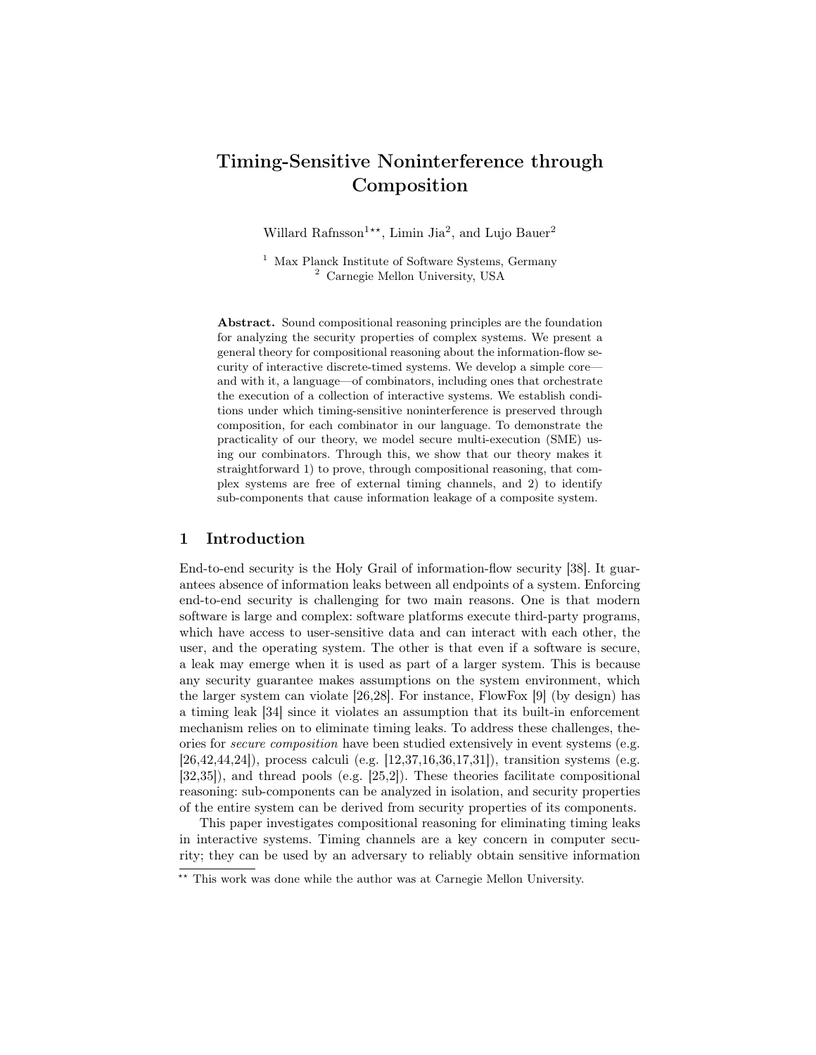# Timing-Sensitive Noninterference through Composition

Willard Rafnsson[1]**, Limin Jia[2], and Lujo Bauer[2]

[1] Max Planck Institute of Software Systems, Germany
[2] Carnegie Mellon University, USA

**Abstract.** Sound compositional reasoning principles are the foundation for analyzing the security properties of complex systems. We present a general theory for compositional reasoning about the information-flow security of interactive discrete-timed systems. We develop a simple core—and with it, a language—of combinators, including ones that orchestrate the execution of a collection of interactive systems. We establish conditions under which timing-sensitive noninterference is preserved through composition, for each combinator in our language. To demonstrate the practicality of our theory, we model secure multi-execution (SME) using our combinators. Through this, we show that our theory makes it straightforward 1) to prove, through compositional reasoning, that complex systems are free of external timing channels, and 2) to identify sub-components that cause information leakage of a composite system.

## 1 Introduction

End-to-end security is the Holy Grail of information-flow security [38]. It guarantees absence of information leaks between all endpoints of a system. Enforcing end-to-end security is challenging for two main reasons. One is that modern software is large and complex: software platforms execute third-party programs, which have access to user-sensitive data and can interact with each other, the user, and the operating system. The other is that even if a software is secure, a leak may emerge when it is used as part of a larger system. This is because any security guarantee makes assumptions on the system environment, which the larger system can violate [26,28]. For instance, FlowFox [9] (by design) has a timing leak [34] since it violates an assumption that its built-in enforcement mechanism relies on to eliminate timing leaks. To address these challenges, theories for *secure composition* have been studied extensively in event systems (e.g. [26,42,44,24]), process calculi (e.g. [12,37,16,36,17,31]), transition systems (e.g. [32,35]), and thread pools (e.g. [25,2]). These theories facilitate compositional reasoning: sub-components can be analyzed in isolation, and security properties of the entire system can be derived from security properties of its components.

This paper investigates compositional reasoning for eliminating timing leaks in interactive systems. Timing channels are a key concern in computer security; they can be used by an adversary to reliably obtain sensitive information

** This work was done while the author was at Carnegie Mellon University.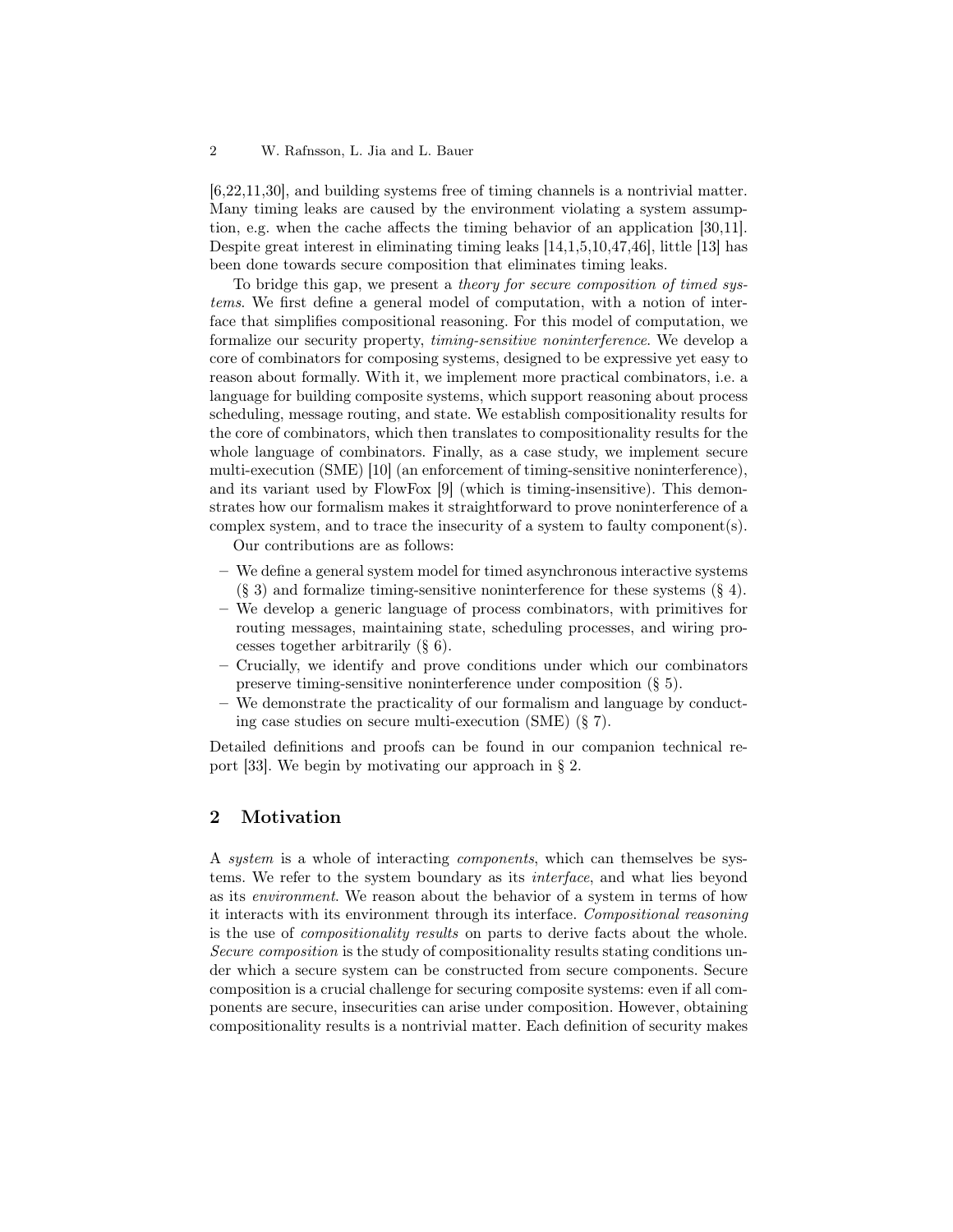[6,22,11,30], and building systems free of timing channels is a nontrivial matter. Many timing leaks are caused by the environment violating a system assumption, e.g. when the cache affects the timing behavior of an application [30,11]. Despite great interest in eliminating timing leaks [14,1,5,10,47,46], little [13] has been done towards secure composition that eliminates timing leaks.

To bridge this gap, we present a *theory for secure composition of timed systems*. We first define a general model of computation, with a notion of interface that simplifies compositional reasoning. For this model of computation, we formalize our security property, *timing-sensitive noninterference*. We develop a core of combinators for composing systems, designed to be expressive yet easy to reason about formally. With it, we implement more practical combinators, i.e. a language for building composite systems, which support reasoning about process scheduling, message routing, and state. We establish compositionality results for the core of combinators, which then translates to compositionality results for the whole language of combinators. Finally, as a case study, we implement secure multi-execution (SME) [10] (an enforcement of timing-sensitive noninterference), and its variant used by FlowFox [9] (which is timing-insensitive). This demonstrates how our formalism makes it straightforward to prove noninterference of a complex system, and to trace the insecurity of a system to faulty component(s).

Our contributions are as follows:

- We define a general system model for timed asynchronous interactive systems (§ 3) and formalize timing-sensitive noninterference for these systems (§ 4).
- We develop a generic language of process combinators, with primitives for routing messages, maintaining state, scheduling processes, and wiring processes together arbitrarily (§ 6).
- Crucially, we identify and prove conditions under which our combinators preserve timing-sensitive noninterference under composition (§ 5).
- We demonstrate the practicality of our formalism and language by conducting case studies on secure multi-execution (SME) (§ 7).

Detailed definitions and proofs can be found in our companion technical report [33]. We begin by motivating our approach in § 2.

## 2 Motivation

A *system* is a whole of interacting *components*, which can themselves be systems. We refer to the system boundary as its *interface*, and what lies beyond as its *environment*. We reason about the behavior of a system in terms of how it interacts with its environment through its interface. *Compositional reasoning* is the use of *compositionality results* on parts to derive facts about the whole. *Secure composition* is the study of compositionality results stating conditions under which a secure system can be constructed from secure components. Secure composition is a crucial challenge for securing composite systems: even if all components are secure, insecurities can arise under composition. However, obtaining compositionality results is a nontrivial matter. Each definition of security makes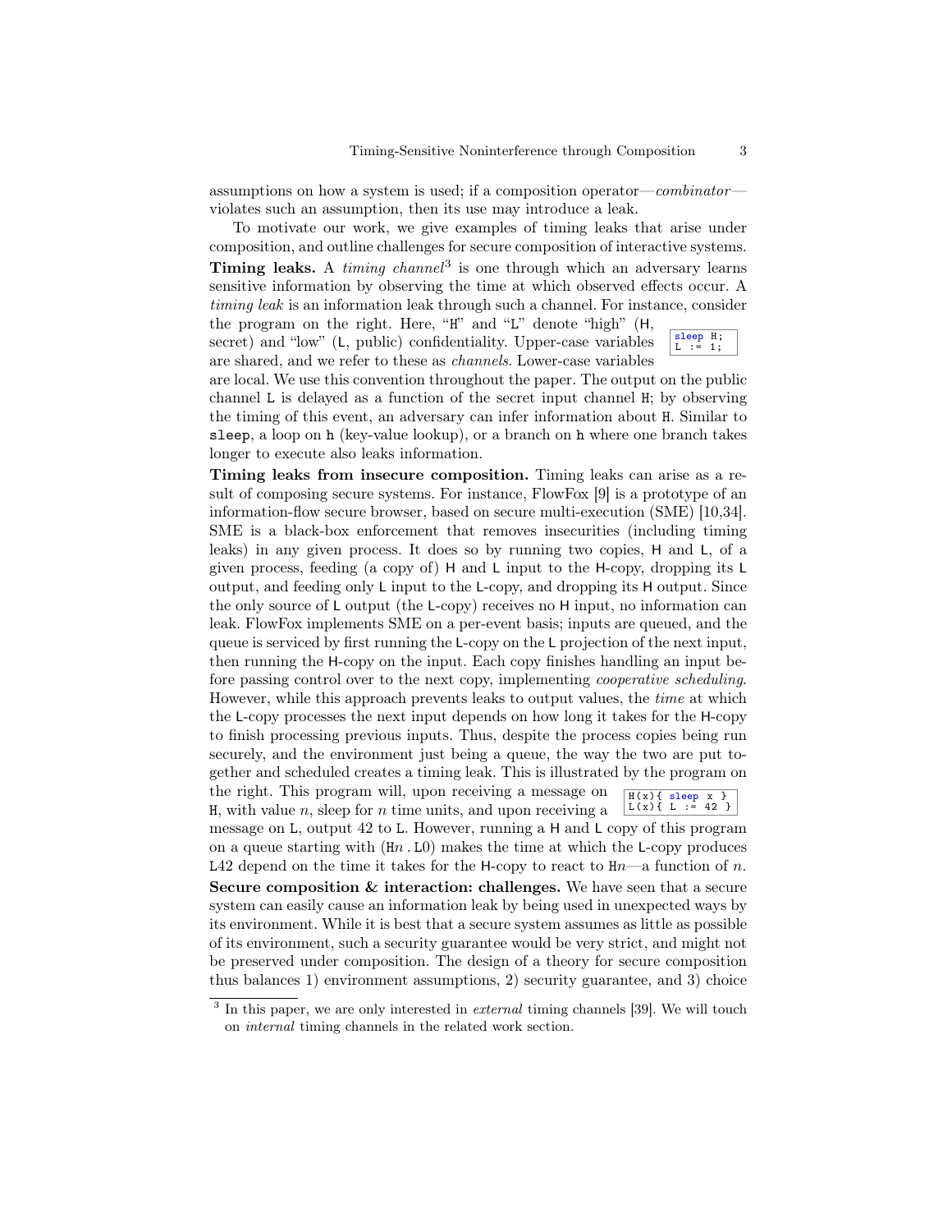assumptions on how a system is used; if a composition operator—*combinator*—violates such an assumption, then its use may introduce a leak.

To motivate our work, we give examples of timing leaks that arise under composition, and outline challenges for secure composition of interactive systems.

**Timing leaks.** A *timing channel*[3] is one through which an adversary learns sensitive information by observing the time at which observed effects occur. A *timing leak* is an information leak through such a channel. For instance, consider the program on the right. Here, "H" and "L" denote "high" (H, secret) and "low" (L, public) confidentiality. Upper-case variables are shared, and we refer to these as *channels*. Lower-case variables are local. We use this convention throughout the paper. The output on the public channel L is delayed as a function of the secret input channel H; by observing the timing of this event, an adversary can infer information about H. Similar to sleep, a loop on h (key-value lookup), or a branch on h where one branch takes longer to execute also leaks information.

```
sleep H;
L := 1;
```

**Timing leaks from insecure composition.** Timing leaks can arise as a result of composing secure systems. For instance, FlowFox [9] is a prototype of an information-flow secure browser, based on secure multi-execution (SME) [10,34]. SME is a black-box enforcement that removes insecurities (including timing leaks) in any given process. It does so by running two copies, H and L, of a given process, feeding (a copy of) H and L input to the H-copy, dropping its L output, and feeding only L input to the L-copy, and dropping its H output. Since the only source of L output (the L-copy) receives no H input, no information can leak. FlowFox implements SME on a per-event basis; inputs are queued, and the queue is serviced by first running the L-copy on the L projection of the next input, then running the H-copy on the input. Each copy finishes handling an input before passing control over to the next copy, implementing *cooperative scheduling*. However, while this approach prevents leaks to output values, the *time* at which the L-copy processes the next input depends on how long it takes for the H-copy to finish processing previous inputs. Thus, despite the process copies being run securely, and the environment just being a queue, the way the two are put together and scheduled creates a timing leak. This is illustrated by the program on the right. This program will, upon receiving a message on H, with value $n$, sleep for $n$ time units, and upon receiving a message on L, output 42 to L. However, running a H and L copy of this program on a queue starting with (H$n$ . L0) makes the time at which the L-copy produces L42 depend on the time it takes for the H-copy to react to H$n$—a function of $n$.

```
H(x){ sleep x }
L(x){ L := 42 }
```

**Secure composition & interaction: challenges.** We have seen that a secure system can easily cause an information leak by being used in unexpected ways by its environment. While it is best that a secure system assumes as little as possible of its environment, such a security guarantee would be very strict, and might not be preserved under composition. The design of a theory for secure composition thus balances 1) environment assumptions, 2) security guarantee, and 3) choice

[3] In this paper, we are only interested in *external* timing channels [39]. We will touch on *internal* timing channels in the related work section.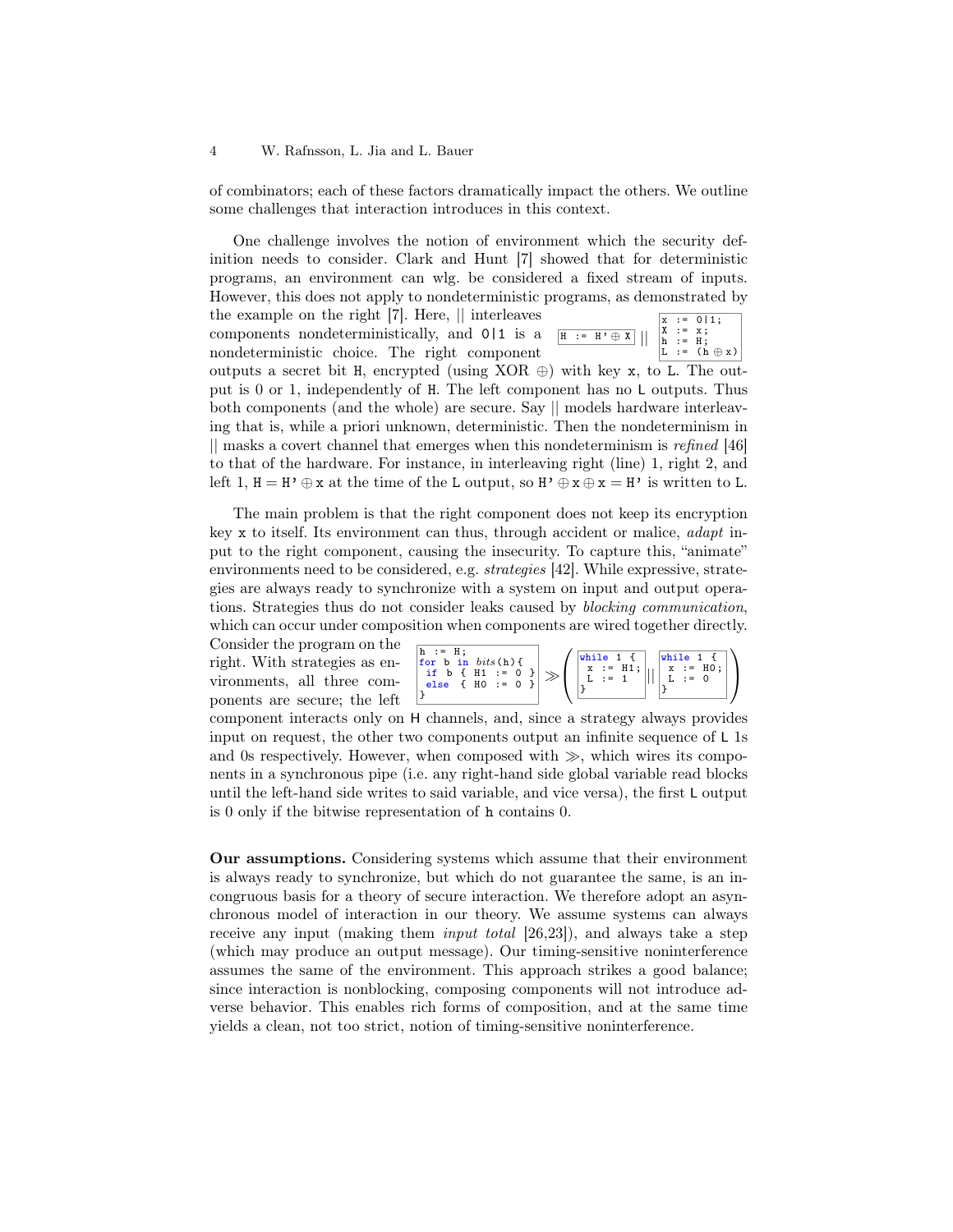of combinators; each of these factors dramatically impact the others. We outline some challenges that interaction introduces in this context.

One challenge involves the notion of environment which the security definition needs to consider. Clark and Hunt [7] showed that for deterministic programs, an environment can wlg. be considered a fixed stream of inputs. However, this does not apply to nondeterministic programs, as demonstrated by the example on the right [7]. Here, || interleaves components nondeterministically, and `0|1` is a nondeterministic choice. The right component outputs a secret bit `H`, encrypted (using XOR $\oplus$) with key `x`, to `L`. The output is 0 or 1, independently of `H`. The left component has no `L` outputs. Thus both components (and the whole) are secure. Say || models hardware interleaving that is, while a priori unknown, deterministic. Then the nondeterminism in || masks a covert channel that emerges when this nondeterminism is *refined* [46] to that of the hardware. For instance, in interleaving right (line) 1, right 2, and left 1, $\texttt{H} = \texttt{H'} \oplus \texttt{x}$ at the time of the `L` output, so $\texttt{H'} \oplus \texttt{x} \oplus \texttt{x} = \texttt{H'}$ is written to `L`.

```
H := H' ⊕ X   ||   x := 0|1;
                   X := x;
                   h := H;
                   L := (h ⊕ x)
```

The main problem is that the right component does not keep its encryption key `x` to itself. Its environment can thus, through accident or malice, *adapt* input to the right component, causing the insecurity. To capture this, "animate" environments need to be considered, e.g. *strategies* [42]. While expressive, strategies are always ready to synchronize with a system on input and output operations. Strategies thus do not consider leaks caused by *blocking communication*, which can occur under composition when components are wired together directly. Consider the program on the right. With strategies as environments, all three components are secure; the left component interacts only on `H` channels, and, since a strategy always provides input on request, the other two components output an infinite sequence of `L` 1s and 0s respectively. However, when composed with $\gg$, which wires its components in a synchronous pipe (i.e. any right-hand side global variable read blocks until the left-hand side writes to said variable, and vice versa), the first `L` output is 0 only if the bitwise representation of `h` contains 0.

```
h := H;
for b in bits(h){         ≫  ( while 1 {       ||  while 1 {     )
 if b { H1 := 0 }              x := H1;             x := H0;
 else { H0 := 0 }              L := 1               L := 0
}                            }                    }
```

**Our assumptions.** Considering systems which assume that their environment is always ready to synchronize, but which do not guarantee the same, is an incongruous basis for a theory of secure interaction. We therefore adopt an asynchronous model of interaction in our theory. We assume systems can always receive any input (making them *input total* [26,23]), and always take a step (which may produce an output message). Our timing-sensitive noninterference assumes the same of the environment. This approach strikes a good balance; since interaction is nonblocking, composing components will not introduce adverse behavior. This enables rich forms of composition, and at the same time yields a clean, not too strict, notion of timing-sensitive noninterference.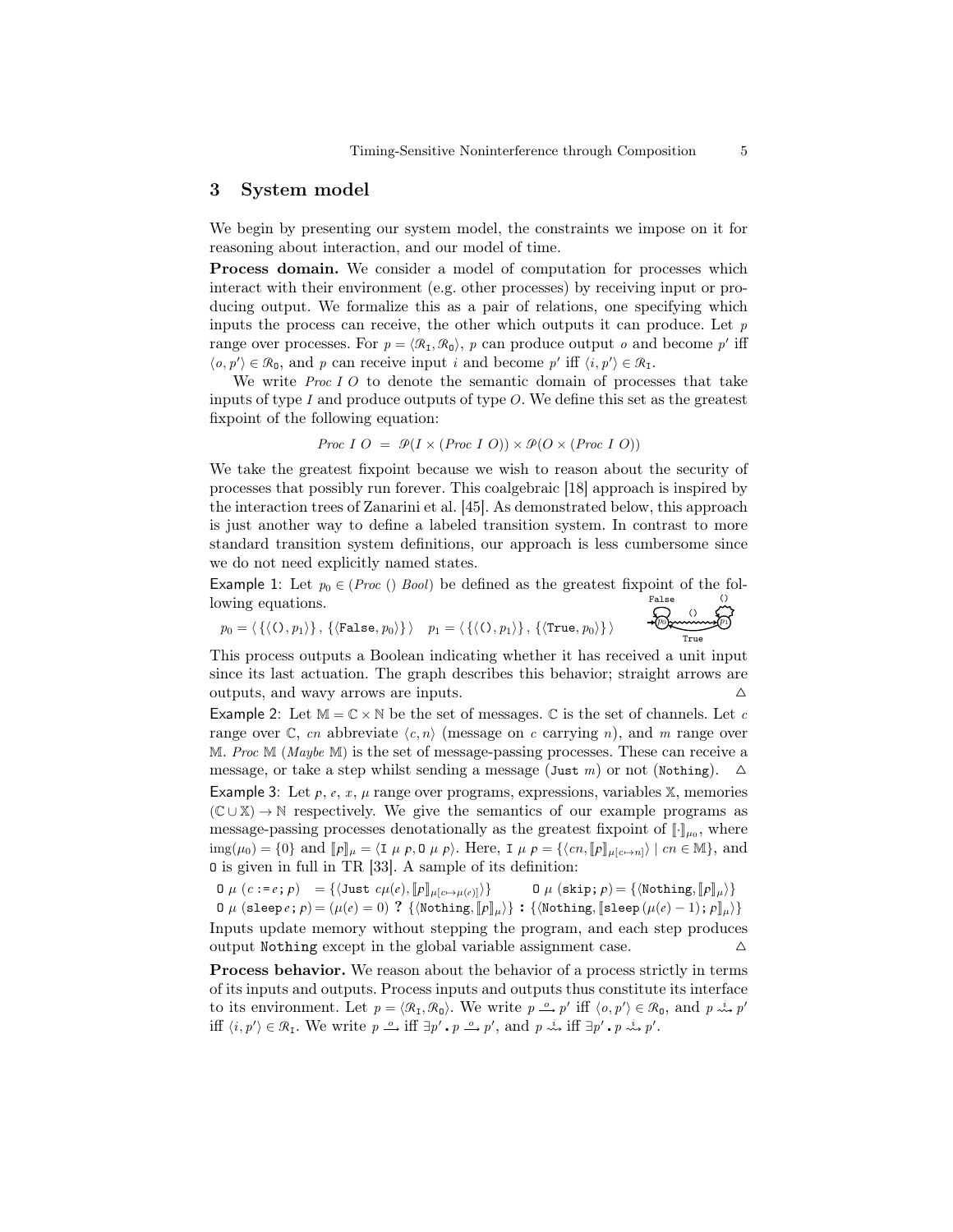## 3 System model

We begin by presenting our system model, the constraints we impose on it for reasoning about interaction, and our model of time.

**Process domain.** We consider a model of computation for processes which interact with their environment (e.g. other processes) by receiving input or producing output. We formalize this as a pair of relations, one specifying which inputs the process can receive, the other which outputs it can produce. Let $p$ range over processes. For $p = \langle \mathscr{R}_{\mathtt{I}}, \mathscr{R}_{\mathtt{O}} \rangle$, $p$ can produce output $o$ and become $p'$ iff $\langle o, p' \rangle \in \mathscr{R}_{\mathtt{O}}$, and $p$ can receive input $i$ and become $p'$ iff $\langle i, p' \rangle \in \mathscr{R}_{\mathtt{I}}$.

We write $\mathit{Proc}\ I\ O$ to denote the semantic domain of processes that take inputs of type $I$ and produce outputs of type $O$. We define this set as the greatest fixpoint of the following equation:

$$\mathit{Proc}\ I\ O \ = \ \mathscr{P}(I \times (\mathit{Proc}\ I\ O)) \times \mathscr{P}(O \times (\mathit{Proc}\ I\ O))$$

We take the greatest fixpoint because we wish to reason about the security of processes that possibly run forever. This coalgebraic [18] approach is inspired by the interaction trees of Zanarini et al. [45]. As demonstrated below, this approach is just another way to define a labeled transition system. In contrast to more standard transition system definitions, our approach is less cumbersome since we do not need explicitly named states.

Example 1: Let $p_0 \in (\mathit{Proc}\ ()\ \mathit{Bool})$ be defined as the greatest fixpoint of the following equations.

$$p_0 = \langle \{\langle (), p_1 \rangle\}, \{\langle \mathtt{False}, p_0 \rangle\} \rangle \quad p_1 = \langle \{\langle (), p_1 \rangle\}, \{\langle \mathtt{True}, p_0 \rangle\} \rangle$$

This process outputs a Boolean indicating whether it has received a unit input since its last actuation. The graph describes this behavior; straight arrows are outputs, and wavy arrows are inputs. △

Example 2: Let $\mathbb{M} = \mathbb{C} \times \mathbb{N}$ be the set of messages. $\mathbb{C}$ is the set of channels. Let $c$ range over $\mathbb{C}$, $cn$ abbreviate $\langle c, n \rangle$ (message on $c$ carrying $n$), and $m$ range over $\mathbb{M}$. $\mathit{Proc}\ \mathbb{M}\ (\mathit{Maybe}\ \mathbb{M})$ is the set of message-passing processes. These can receive a message, or take a step whilst sending a message ($\mathtt{Just}\ m$) or not ($\mathtt{Nothing}$). △

Example 3: Let $\rho$, $e$, $x$, $\mu$ range over programs, expressions, variables $\mathbb{X}$, memories $(\mathbb{C} \cup \mathbb{X}) \to \mathbb{N}$ respectively. We give the semantics of our example programs as message-passing processes denotationally as the greatest fixpoint of $[\![\cdot]\!]_{\mu_0}$, where $\mathrm{img}(\mu_0) = \{0\}$ and $[\![\rho]\!]_\mu = \langle \mathtt{I}\ \mu\ \rho, \mathtt{O}\ \mu\ \rho \rangle$. Here, $\mathtt{I}\ \mu\ \rho = \{\langle cn, [\![\rho]\!]_{\mu[c \mapsto n]} \rangle \mid cn \in \mathbb{M}\}$, and $\mathtt{O}$ is given in full in TR [33]. A sample of its definition:

$$\mathtt{O}\ \mu\ (c := e\,;\, \rho) \ = \{\langle \mathtt{Just}\ c\mu(e), [\![\rho]\!]_{\mu[c \mapsto \mu(e)]} \rangle\} \qquad \mathtt{O}\ \mu\ (\mathtt{skip}\,;\, \rho) = \{\langle \mathtt{Nothing}, [\![\rho]\!]_\mu \rangle\}$$

$$\mathtt{O}\ \mu\ (\mathtt{sleep}\, e\,;\, \rho) = (\mu(e) = 0)\ \mathbf{?}\ \{\langle \mathtt{Nothing}, [\![\rho]\!]_\mu \rangle\}\ \mathbf{:}\ \{\langle \mathtt{Nothing}, [\![\mathtt{sleep}\,(\mu(e) - 1)\,;\, \rho]\!]_\mu \rangle\}$$

Inputs update memory without stepping the program, and each step produces output $\mathtt{Nothing}$ except in the global variable assignment case. △

**Process behavior.** We reason about the behavior of a process strictly in terms of its inputs and outputs. Process inputs and outputs thus constitute its interface to its environment. Let $p = \langle \mathscr{R}_{\mathtt{I}}, \mathscr{R}_{\mathtt{O}} \rangle$. We write $p \xrightarrow{o} p'$ iff $\langle o, p' \rangle \in \mathscr{R}_{\mathtt{O}}$, and $p \overset{i}{\rightsquigarrow} p'$ iff $\langle i, p' \rangle \in \mathscr{R}_{\mathtt{I}}$. We write $p \xrightarrow{o}$ iff $\exists p' \,.\, p \xrightarrow{o} p'$, and $p \overset{i}{\rightsquigarrow}$ iff $\exists p' \,.\, p \overset{i}{\rightsquigarrow} p'$.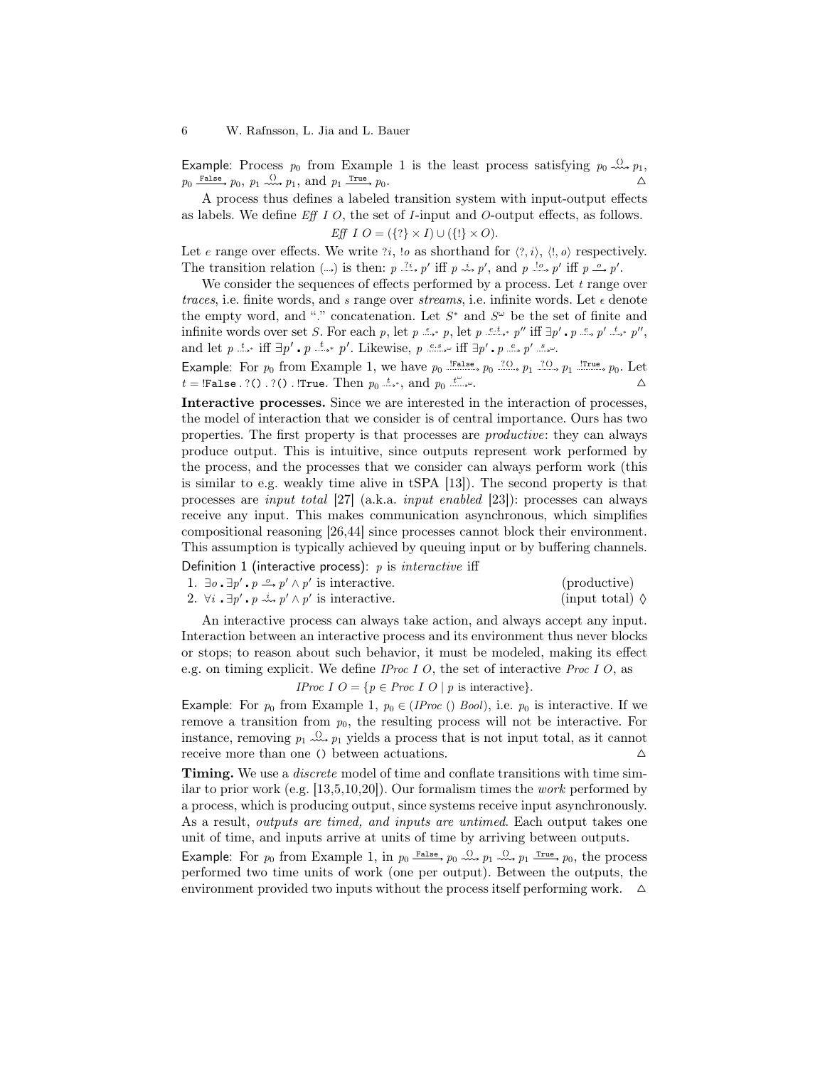Example: Process $p_0$ from Example 1 is the least process satisfying $p_0 \overset{()}{\rightsquigarrow} p_1$, $p_0 \xrightarrow{\texttt{False}} p_0$, $p_1 \overset{()}{\rightsquigarrow} p_1$, and $p_1 \xrightarrow{\texttt{True}} p_0$. △

A process thus defines a labeled transition system with input-output effects as labels. We define *Eff I O*, the set of *I*-input and *O*-output effects, as follows.

$$\mathit{Eff}\ I\ O = (\{?\} \times I) \cup (\{!\} \times O).$$

Let $e$ range over effects. We write $?i$, $!o$ as shorthand for $\langle ?, i\rangle$, $\langle !, o\rangle$ respectively. The transition relation $(\dashrightarrow)$ is then: $p \overset{?i}{\dashrightarrow} p'$ iff $p \overset{i}{\rightsquigarrow} p'$, and $p \overset{!o}{\dashrightarrow} p'$ iff $p \xrightarrow{o} p'$.

We consider the sequences of effects performed by a process. Let $t$ range over *traces*, i.e. finite words, and $s$ range over *streams*, i.e. infinite words. Let $\epsilon$ denote the empty word, and "." concatenation. Let $S^*$ and $S^\omega$ be the set of finite and infinite words over set $S$. For each $p$, let $p \overset{\epsilon}{\dashrightarrow}{}^{*} p$, let $p \overset{e.t}{\dashrightarrow}{}^{*} p''$ iff $\exists p' \,.\, p \overset{e}{\dashrightarrow} p' \overset{t}{\dashrightarrow}{}^{*} p''$, and let $p \overset{t}{\dashrightarrow}{}^{*}$ iff $\exists p' \,.\, p \overset{t}{\dashrightarrow}{}^{*} p'$. Likewise, $p \overset{e.s}{\dashrightarrow}{}^{\omega}$ iff $\exists p' \,.\, p \overset{e}{\dashrightarrow} p' \overset{s}{\dashrightarrow}{}^{\omega}$.

Example: For $p_0$ from Example 1, we have $p_0 \overset{!\texttt{False}}{\dashrightarrow} p_0 \overset{?()}{\dashrightarrow} p_1 \overset{?()}{\dashrightarrow} p_1 \overset{!\texttt{True}}{\dashrightarrow} p_0$. Let $t = !\texttt{False}\,.\,?()\,.\,?()\,.\,!\texttt{True}$. Then $p_0 \overset{t}{\dashrightarrow}{}^{*}$, and $p_0 \overset{t^\omega}{\dashrightarrow}{}^{\omega}$. △

**Interactive processes.** Since we are interested in the interaction of processes, the model of interaction that we consider is of central importance. Ours has two properties. The first property is that processes are *productive*: they can always produce output. This is intuitive, since outputs represent work performed by the process, and the processes that we consider can always perform work (this is similar to e.g. weakly time alive in tSPA [13]). The second property is that processes are *input total* [27] (a.k.a. *input enabled* [23]): processes can always receive any input. This makes communication asynchronous, which simplifies compositional reasoning [26,44] since processes cannot block their environment. This assumption is typically achieved by queuing input or by buffering channels.

Definition 1 (interactive process): $p$ is *interactive* iff

1. $\exists o \,.\, \exists p' \,.\, p \xrightarrow{o} p' \wedge p'$ is interactive. (productive)
2. $\forall i \,.\, \exists p' \,.\, p \overset{i}{\rightsquigarrow} p' \wedge p'$ is interactive. (input total) ◊

An interactive process can always take action, and always accept any input. Interaction between an interactive process and its environment thus never blocks or stops; to reason about such behavior, it must be modeled, making its effect e.g. on timing explicit. We define *IProc I O*, the set of interactive *Proc I O*, as

$$\mathit{IProc}\ I\ O = \{p \in \mathit{Proc}\ I\ O \mid p \text{ is interactive}\}.$$

Example: For $p_0$ from Example 1, $p_0 \in (\mathit{IProc}\ ()\ \mathit{Bool})$, i.e. $p_0$ is interactive. If we remove a transition from $p_0$, the resulting process will not be interactive. For instance, removing $p_1 \overset{()}{\rightsquigarrow} p_1$ yields a process that is not input total, as it cannot receive more than one `()` between actuations. △

**Timing.** We use a *discrete* model of time and conflate transitions with time similar to prior work (e.g. [13,5,10,20]). Our formalism times the *work* performed by a process, which is producing output, since systems receive input asynchronously. As a result, *outputs are timed, and inputs are untimed*. Each output takes one unit of time, and inputs arrive at units of time by arriving between outputs.

Example: For $p_0$ from Example 1, in $p_0 \xrightarrow{\texttt{False}} p_0 \overset{()}{\rightsquigarrow} p_1 \overset{()}{\rightsquigarrow} p_1 \xrightarrow{\texttt{True}} p_0$, the process performed two time units of work (one per output). Between the outputs, the environment provided two inputs without the process itself performing work. △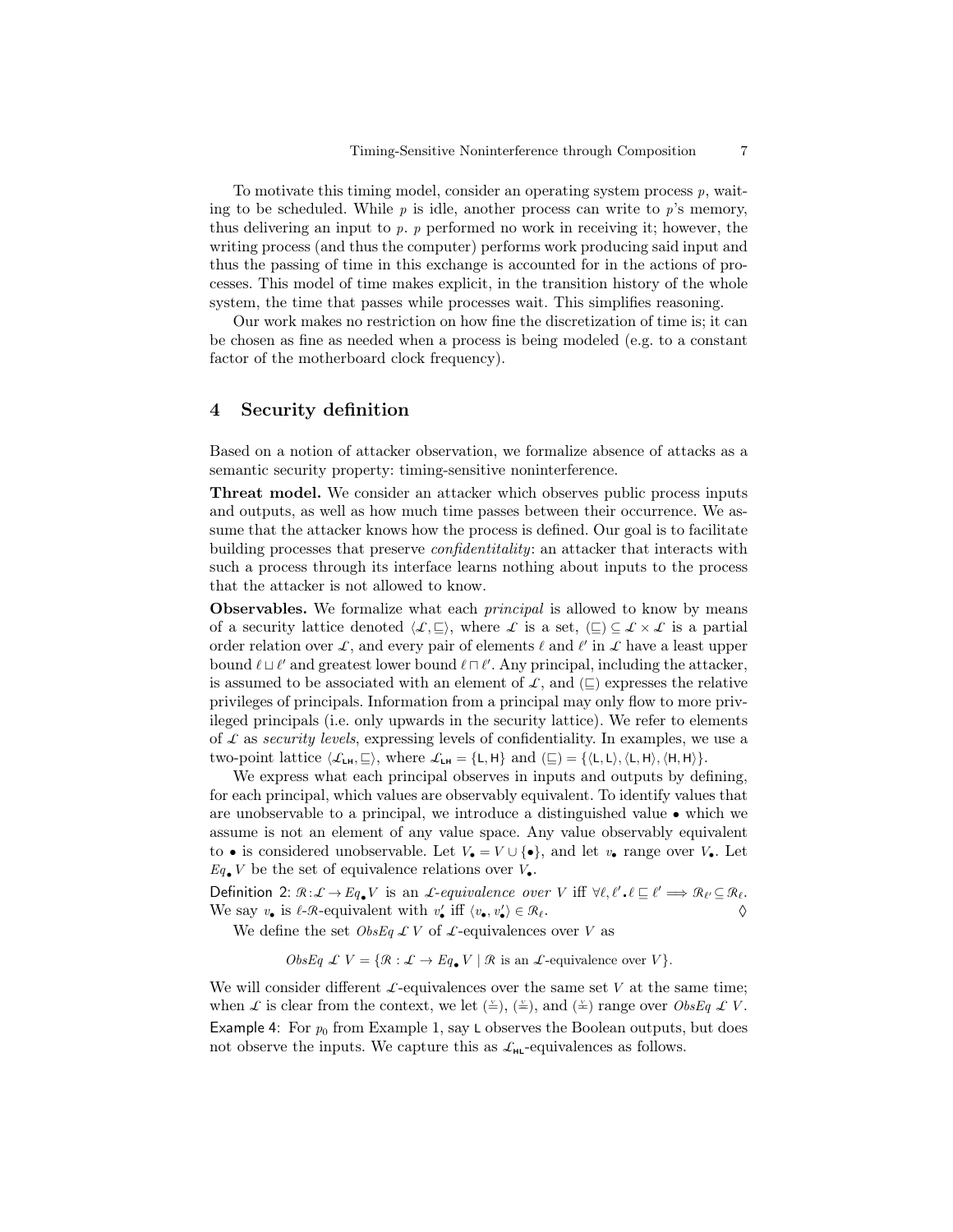To motivate this timing model, consider an operating system process $p$, waiting to be scheduled. While $p$ is idle, another process can write to $p$'s memory, thus delivering an input to $p$. $p$ performed no work in receiving it; however, the writing process (and thus the computer) performs work producing said input and thus the passing of time in this exchange is accounted for in the actions of processes. This model of time makes explicit, in the transition history of the whole system, the time that passes while processes wait. This simplifies reasoning.

Our work makes no restriction on how fine the discretization of time is; it can be chosen as fine as needed when a process is being modeled (e.g. to a constant factor of the motherboard clock frequency).

## 4 Security definition

Based on a notion of attacker observation, we formalize absence of attacks as a semantic security property: timing-sensitive noninterference.

**Threat model.** We consider an attacker which observes public process inputs and outputs, as well as how much time passes between their occurrence. We assume that the attacker knows how the process is defined. Our goal is to facilitate building processes that preserve *confidentitality*: an attacker that interacts with such a process through its interface learns nothing about inputs to the process that the attacker is not allowed to know.

**Observables.** We formalize what each *principal* is allowed to know by means of a security lattice denoted $\langle \mathcal{L}, \sqsubseteq \rangle$, where $\mathcal{L}$ is a set, $(\sqsubseteq) \subseteq \mathcal{L} \times \mathcal{L}$ is a partial order relation over $\mathcal{L}$, and every pair of elements $\ell$ and $\ell'$ in $\mathcal{L}$ have a least upper bound $\ell \sqcup \ell'$ and greatest lower bound $\ell \sqcap \ell'$. Any principal, including the attacker, is assumed to be associated with an element of $\mathcal{L}$, and $(\sqsubseteq)$ expresses the relative privileges of principals. Information from a principal may only flow to more privileged principals (i.e. only upwards in the security lattice). We refer to elements of $\mathcal{L}$ as *security levels*, expressing levels of confidentiality. In examples, we use a two-point lattice $\langle \mathcal{L}_{\mathsf{LH}}, \sqsubseteq \rangle$, where $\mathcal{L}_{\mathsf{LH}} = \{\mathsf{L}, \mathsf{H}\}$ and $(\sqsubseteq) = \{\langle \mathsf{L}, \mathsf{L} \rangle, \langle \mathsf{L}, \mathsf{H} \rangle, \langle \mathsf{H}, \mathsf{H} \rangle\}$.

We express what each principal observes in inputs and outputs by defining, for each principal, which values are observably equivalent. To identify values that are unobservable to a principal, we introduce a distinguished value $\bullet$ which we assume is not an element of any value space. Any value observably equivalent to $\bullet$ is considered unobservable. Let $V_\bullet = V \cup \{\bullet\}$, and let $v_\bullet$ range over $V_\bullet$. Let $Eq_\bullet\, V$ be the set of equivalence relations over $V_\bullet$.

Definition 2: $\mathcal{R} : \mathcal{L} \to Eq_\bullet\, V$ is an *$\mathcal{L}$-equivalence over $V$* iff $\forall \ell, \ell' \,.\, \ell \sqsubseteq \ell' \implies \mathcal{R}_{\ell'} \subseteq \mathcal{R}_{\ell}$. We say $v_\bullet$ is $\ell$-$\mathcal{R}$-equivalent with $v'_\bullet$ iff $\langle v_\bullet, v'_\bullet \rangle \in \mathcal{R}_\ell$. $\Diamond$

We define the set $ObsEq\ \mathcal{L}\ V$ of $\mathcal{L}$-equivalences over $V$ as

$$ObsEq\ \mathcal{L}\ V = \{\mathcal{R} : \mathcal{L} \to Eq_\bullet\, V \mid \mathcal{R} \text{ is an } \mathcal{L}\text{-equivalence over } V\}.$$

We will consider different $\mathcal{L}$-equivalences over the same set $V$ at the same time; when $\mathcal{L}$ is clear from the context, we let $(\doteq)$, $(\dot{=})$, and $(\dot{\asymp})$ range over $ObsEq\ \mathcal{L}\ V$.

Example 4: For $p_0$ from Example 1, say $\mathsf{L}$ observes the Boolean outputs, but does not observe the inputs. We capture this as $\mathcal{L}_{\mathsf{HL}}$-equivalences as follows.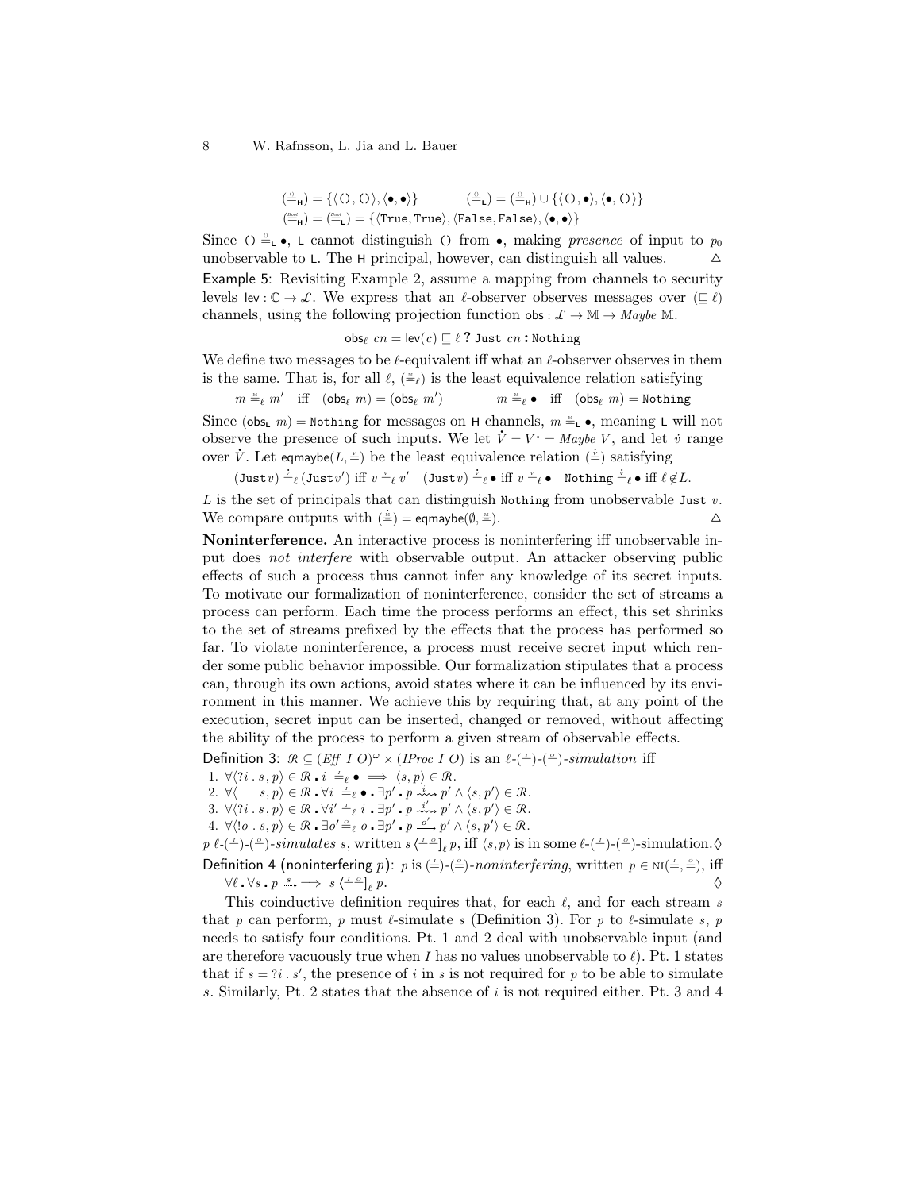$$(\overset{\scriptscriptstyle ()}{=}_{\mathsf{H}}) = \{\langle \texttt{()}, \texttt{()}\rangle, \langle \bullet, \bullet\rangle\} \qquad (\overset{\scriptscriptstyle ()}{=}_{\mathsf{L}}) = (\overset{\scriptscriptstyle ()}{=}_{\mathsf{H}}) \cup \{\langle \texttt{()}, \bullet\rangle, \langle \bullet, \texttt{()}\rangle\}$$

$$(\overset{\scriptscriptstyle Bool}{=}_{\mathsf{H}}) = (\overset{\scriptscriptstyle Bool}{=}_{\mathsf{L}}) = \{\langle \texttt{True}, \texttt{True}\rangle, \langle \texttt{False}, \texttt{False}\rangle, \langle \bullet, \bullet\rangle\}$$

Since $\texttt{()} \overset{\scriptscriptstyle ()}{=}_{\mathsf{L}} \bullet$, $\mathsf{L}$ cannot distinguish $\texttt{()}$ from $\bullet$, making *presence* of input to $p_0$ unobservable to $\mathsf{L}$. The $\mathsf{H}$ principal, however, can distinguish all values. $\triangle$

Example 5: Revisiting Example 2, assume a mapping from channels to security levels $\mathsf{lev} : \mathbb{C} \to \mathcal{L}$. We express that an $\ell$-observer observes messages over $(\sqsubseteq \ell)$ channels, using the following projection function $\mathsf{obs} : \mathcal{L} \to \mathbb{M} \to \mathit{Maybe}\ \mathbb{M}$.

$$\mathsf{obs}_\ell\ cn = \mathsf{lev}(c) \sqsubseteq \ell\ \textbf{?}\ \texttt{Just}\ cn\ \textbf{:}\ \texttt{Nothing}$$

We define two messages to be $\ell$-equivalent iff what an $\ell$-observer observes in them is the same. That is, for all $\ell$, $(\overset{\scriptscriptstyle \mathbb{M}}{=}_\ell)$ is the least equivalence relation satisfying

$$m \overset{\scriptscriptstyle \mathbb{M}}{=}_\ell m' \quad \text{iff} \quad (\mathsf{obs}_\ell\ m) = (\mathsf{obs}_\ell\ m') \qquad\qquad m \overset{\scriptscriptstyle \mathbb{M}}{=}_\ell \bullet \quad \text{iff} \quad (\mathsf{obs}_\ell\ m) = \texttt{Nothing}$$

Since $(\mathsf{obs}_{\mathsf{L}}\ m) = \texttt{Nothing}$ for messages on $\mathsf{H}$ channels, $m \overset{\scriptscriptstyle \mathbb{M}}{=}_{\mathsf{L}} \bullet$, meaning $\mathsf{L}$ will not observe the presence of such inputs. We let $\dot{V} = V^{\bullet} = \mathit{Maybe}\ V$, and let $\dot{v}$ range over $\dot{V}$. Let $\mathsf{eqmaybe}(L, \overset{\scriptscriptstyle V}{=})$ be the least equivalence relation $(\overset{\scriptscriptstyle \dot{V}}{=})$ satisfying

$$(\texttt{Just}v) \overset{\scriptscriptstyle \dot{V}}{=}_\ell (\texttt{Just}v') \text{ iff } v \overset{\scriptscriptstyle V}{=}_\ell v' \quad (\texttt{Just}v) \overset{\scriptscriptstyle \dot{V}}{=}_\ell \bullet \text{ iff } v \overset{\scriptscriptstyle V}{=}_\ell \bullet \quad \texttt{Nothing} \overset{\scriptscriptstyle \dot{V}}{=}_\ell \bullet \text{ iff } \ell \notin L.$$

$L$ is the set of principals that can distinguish $\texttt{Nothing}$ from unobservable $\texttt{Just}\ v$. We compare outputs with $(\overset{\scriptscriptstyle \dot{\mathbb{M}}}{=}) = \mathsf{eqmaybe}(\emptyset, \overset{\scriptscriptstyle \mathbb{M}}{=})$. $\triangle$

**Noninterference.** An interactive process is noninterfering iff unobservable input does *not interfere* with observable output. An attacker observing public effects of such a process thus cannot infer any knowledge of its secret inputs. To motivate our formalization of noninterference, consider the set of streams a process can perform. Each time the process performs an effect, this set shrinks to the set of streams prefixed by the effects that the process has performed so far. To violate noninterference, a process must receive secret input which render some public behavior impossible. Our formalization stipulates that a process can, through its own actions, avoid states where it can be influenced by its environment in this manner. We achieve this by requiring that, at any point of the execution, secret input can be inserted, changed or removed, without affecting the ability of the process to perform a given stream of observable effects.

Definition 3: $\mathcal{R} \subseteq (\mathit{Eff}\ I\ O)^\omega \times (\mathit{IProc}\ I\ O)$ is an $\ell$-$(\overset{\scriptscriptstyle I}{=})$-$(\overset{\scriptscriptstyle O}{=})$-*simulation* iff

1. $\forall \langle ?i\ .\ s, p\rangle \in \mathcal{R}\ .\ i \overset{\scriptscriptstyle I}{=}_\ell \bullet \implies \langle s, p\rangle \in \mathcal{R}$.
2. $\forall \langle \quad s, p\rangle \in \mathcal{R}\ .\ \forall i \overset{\scriptscriptstyle I}{=}_\ell \bullet\ .\ \exists p'\ .\ p \overset{i}{\rightsquigarrow} p' \wedge \langle s, p'\rangle \in \mathcal{R}$.
3. $\forall \langle ?i\ .\ s, p\rangle \in \mathcal{R}\ .\ \forall i' \overset{\scriptscriptstyle I}{=}_\ell i\ .\ \exists p'\ .\ p \overset{i'}{\rightsquigarrow} p' \wedge \langle s, p'\rangle \in \mathcal{R}$.
4. $\forall \langle !o\ .\ s, p\rangle \in \mathcal{R}\ .\ \exists o' \overset{\scriptscriptstyle O}{=}_\ell o\ .\ \exists p'\ .\ p \xrightarrow{o'} p' \wedge \langle s, p'\rangle \in \mathcal{R}$.

$p$ $\ell$-$(\overset{\scriptscriptstyle I}{=})$-$(\overset{\scriptscriptstyle O}{=})$-*simulates* $s$, written $s\ \langle \overset{\scriptscriptstyle I}{=} \overset{\scriptscriptstyle O}{=} ]_\ell\ p$, iff $\langle s, p\rangle$ is in some $\ell$-$(\overset{\scriptscriptstyle I}{=})$-$(\overset{\scriptscriptstyle O}{=})$-simulation. $\Diamond$

Definition 4 (noninterfering $p$): $p$ is $(\overset{\scriptscriptstyle I}{=})$-$(\overset{\scriptscriptstyle O}{=})$-*noninterfering*, written $p \in \text{NI}(\overset{\scriptscriptstyle I}{=}, \overset{\scriptscriptstyle O}{=})$, iff
$\forall \ell\ .\ \forall s\ .\ p \overset{s}{\dashrightarrow} \implies s\ \langle \overset{\scriptscriptstyle I}{=} \overset{\scriptscriptstyle O}{=} ]_\ell\ p$. $\Diamond$

This coinductive definition requires that, for each $\ell$, and for each stream $s$ that $p$ can perform, $p$ must $\ell$-simulate $s$ (Definition 3). For $p$ to $\ell$-simulate $s$, $p$ needs to satisfy four conditions. Pt. 1 and 2 deal with unobservable input (and are therefore vacuously true when $I$ has no values unobservable to $\ell$). Pt. 1 states that if $s = ?i\ .\ s'$, the presence of $i$ in $s$ is not required for $p$ to be able to simulate $s$. Similarly, Pt. 2 states that the absence of $i$ is not required either. Pt. 3 and 4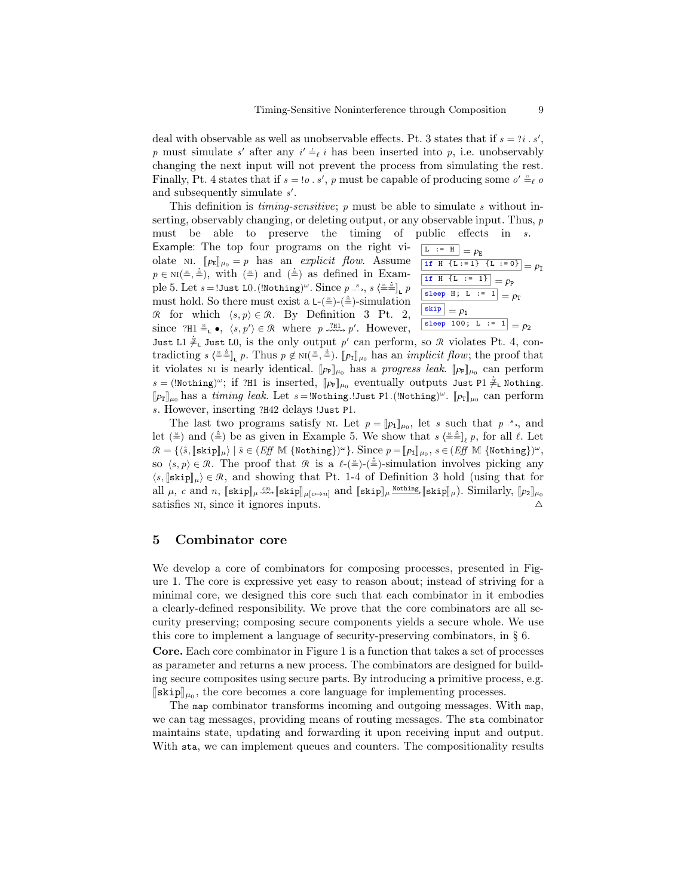deal with observable as well as unobservable effects. Pt. 3 states that if $s = ?i \,.\, s'$, $p$ must simulate $s'$ after any $i' \stackrel{\iota}{=}_\ell i$ has been inserted into $p$, i.e. unobservably changing the next input will not prevent the process from simulating the rest. Finally, Pt. 4 states that if $s = !o \,.\, s'$, $p$ must be capable of producing some $o' \stackrel{o}{=}_\ell o$ and subsequently simulate $s'$.

This definition is *timing-sensitive*; $p$ must be able to simulate $s$ without inserting, observably changing, or deleting output, or any observable input. Thus, $p$ must be able to preserve the timing of public effects in $s$.

Example: The top four programs on the right violate NI. $[\![p_\mathtt{E}]\!]_{\mu_0} = p$ has an *explicit flow*. Assume $p \in \text{NI}(\stackrel{\scriptscriptstyle M}{=}, \stackrel{\bullet}{=})$, with $(\stackrel{\scriptscriptstyle M}{=})$ and $(\stackrel{\bullet}{=})$ as defined in Example 5. Let $s = $ `!Just L0`$.($`!Nothing`$)^\omega$. Since $p \overset{s}{\leadsto}$, $s \langle\stackrel{\scriptscriptstyle M}{=}\stackrel{\bullet}{=}]_\mathtt{L}\, p$ must hold. So there must exist a $\mathtt{L}$-$(\stackrel{\scriptscriptstyle M}{=})$-$(\stackrel{\bullet}{=})$-simulation $\mathscr{R}$ for which $\langle s, p\rangle \in \mathscr{R}$. By Definition 3 Pt. 2, since `?H1` $\stackrel{\scriptscriptstyle M}{=}_\mathtt{L} \bullet$, $\langle s, p'\rangle \in \mathscr{R}$ where $p \overset{\texttt{?H1}}{\leadsto} p'$. However, `Just L1` $\stackrel{\bullet}{\neq}_\mathtt{L}$ `Just L0`, is the only output $p'$ can perform, so $\mathscr{R}$ violates Pt. 4, contradicting $s \langle\stackrel{\scriptscriptstyle M}{=}\stackrel{\bullet}{=}]_\mathtt{L}\, p$. Thus $p \notin \text{NI}(\stackrel{\scriptscriptstyle M}{=}, \stackrel{\bullet}{=})$. $[\![p_\mathtt{I}]\!]_{\mu_0}$ has an *implicit flow*; the proof that it violates NI is nearly identical. $[\![p_\mathtt{P}]\!]_{\mu_0}$ has a *progress leak*. $[\![p_\mathtt{P}]\!]_{\mu_0}$ can perform $s = ($`!Nothing`$)^\omega$; if `?H1` is inserted, $[\![p_\mathtt{P}]\!]_{\mu_0}$ eventually outputs `Just P1` $\stackrel{\bullet}{\neq}_\mathtt{L}$ `Nothing`. $[\![p_\mathtt{T}]\!]_{\mu_0}$ has a *timing leak*. Let $s = $ `!Nothing`.`!Just P1`$.($`!Nothing`$)^\omega$. $[\![p_\mathtt{T}]\!]_{\mu_0}$ can perform $s$. However, inserting `?H42` delays `!Just P1`.

```
L := H                    = p_E
if H {L := 1} {L := 0}    = p_I
if H {L := 1}             = p_P
sleep H; L := 1           = p_T
skip                      = p_1
sleep 100; L := 1         = p_2
```

The last two programs satisfy NI. Let $p = [\![p_1]\!]_{\mu_0}$, let $s$ such that $p \overset{s}{\leadsto}$, and let $(\stackrel{\scriptscriptstyle M}{=})$ and $(\stackrel{\bullet}{=})$ be as given in Example 5. We show that $s \langle\stackrel{\scriptscriptstyle M}{=}\stackrel{\bullet}{=}]_\ell\, p$, for all $\ell$. Let $\mathscr{R} = \{\langle \hat{s}, [\![\mathtt{skip}]\!]_\mu\rangle \mid \hat{s} \in (\mathit{Eff}\ \mathbb{M}\ \{\mathtt{Nothing}\})^\omega\}$. Since $p = [\![p_1]\!]_{\mu_0}$, $s \in (\mathit{Eff}\ \mathbb{M}\ \{\mathtt{Nothing}\})^\omega$, so $\langle s, p\rangle \in \mathscr{R}$. The proof that $\mathscr{R}$ is a $\ell$-$(\stackrel{\scriptscriptstyle M}{=})$-$(\stackrel{\bullet}{=})$-simulation involves picking any $\langle s, [\![\mathtt{skip}]\!]_\mu\rangle \in \mathscr{R}$, and showing that Pt. 1-4 of Definition 3 hold (using that for all $\mu$, $c$ and $n$, $[\![\mathtt{skip}]\!]_\mu \overset{cn}{\leadsto} [\![\mathtt{skip}]\!]_{\mu[c\mapsto n]}$ and $[\![\mathtt{skip}]\!]_\mu \xrightarrow{\mathtt{Nothing}} [\![\mathtt{skip}]\!]_\mu$). Similarly, $[\![p_2]\!]_{\mu_0}$ satisfies NI, since it ignores inputs. $\triangle$

## 5 Combinator core

We develop a core of combinators for composing processes, presented in Figure 1. The core is expressive yet easy to reason about; instead of striving for a minimal core, we designed this core such that each combinator in it embodies a clearly-defined responsibility. We prove that the core combinators are all security preserving; composing secure components yields a secure whole. We use this core to implement a language of security-preserving combinators, in § 6.

**Core.** Each core combinator in Figure 1 is a function that takes a set of processes as parameter and returns a new process. The combinators are designed for building secure composites using secure parts. By introducing a primitive process, e.g. $[\![\mathtt{skip}]\!]_{\mu_0}$, the core becomes a core language for implementing processes.

The `map` combinator transforms incoming and outgoing messages. With `map`, we can tag messages, providing means of routing messages. The `sta` combinator maintains state, updating and forwarding it upon receiving input and output. With `sta`, we can implement queues and counters. The compositionality results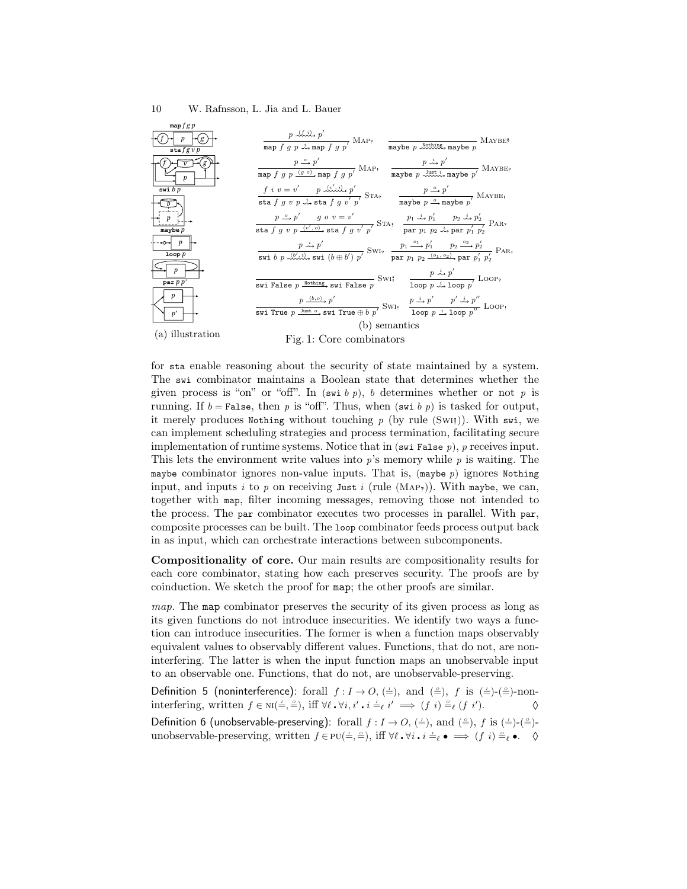**(a) illustration**

**(b) semantics**

$$\frac{p \overset{(f\ i)}{\rightsquigarrow} p'}{\texttt{map}\ f\ g\ p \overset{i}{\rightsquigarrow} \texttt{map}\ f\ g\ p'}\ \textsc{Map?} \qquad \frac{}{\texttt{maybe}\ p \overset{\texttt{Nothing}}{\rightsquigarrow} \texttt{maybe}\ p}\ \textsc{Maybe?}$$

$$\frac{p \overset{o}{\rightarrow} p'}{\texttt{map}\ f\ g\ p \overset{(g\ o)}{\rightarrow} \texttt{map}\ f\ g\ p'}\ \textsc{Map!} \qquad \frac{p \overset{i}{\rightsquigarrow} p'}{\texttt{maybe}\ p \overset{\texttt{Just}\ i}{\rightsquigarrow} \texttt{maybe}\ p'}\ \textsc{Maybe?}$$

$$\frac{f\ i\ v = v' \quad p \overset{\langle v',\, i\rangle}{\rightsquigarrow} p'}{\texttt{sta}\ f\ g\ v\ p \overset{i}{\rightsquigarrow} \texttt{sta}\ f\ g\ v'\ p'}\ \textsc{Sta?} \qquad \frac{p \overset{o}{\rightarrow} p'}{\texttt{maybe}\ p \overset{o}{\rightarrow} \texttt{maybe}\ p'}\ \textsc{Maybe!}$$

$$\frac{p \overset{o}{\rightarrow} p' \quad g\ o\ v = v'}{\texttt{sta}\ f\ g\ v\ p \overset{\langle v',\, o\rangle}{\rightsquigarrow} \texttt{sta}\ f\ g\ v'\ p'}\ \textsc{Sta!} \qquad \frac{p_1 \overset{i}{\rightsquigarrow} p_1' \quad p_2 \overset{i}{\rightsquigarrow} p_2'}{\texttt{par}\ p_1\ p_2 \overset{i}{\rightsquigarrow} \texttt{par}\ p_1'\ p_2'}\ \textsc{Par?}$$

$$\frac{p \overset{i}{\rightsquigarrow} p'}{\texttt{swi}\ b\ p \overset{\langle b',\, i\rangle}{\rightsquigarrow} \texttt{swi}\ (b \oplus b')\ p'}\ \textsc{Swi?} \qquad \frac{p_1 \overset{o_1}{\rightarrow} p_1' \quad p_2 \overset{o_2}{\rightarrow} p_2'}{\texttt{par}\ p_1\ p_2 \overset{\langle o_1,\, o_2\rangle}{\rightarrow} \texttt{par}\ p_1'\ p_2'}\ \textsc{Par!}$$

$$\frac{}{\texttt{swi False}\ p \overset{\texttt{Nothing}}{\rightarrow} \texttt{swi False}\ p}\ \textsc{Swi!} \qquad \frac{p \overset{i}{\rightsquigarrow} p'}{\texttt{loop}\ p \overset{i}{\rightsquigarrow} \texttt{loop}\ p'}\ \textsc{Loop?}$$

$$\frac{p \overset{\langle b,o\rangle}{\rightarrow} p'}{\texttt{swi True}\ p \overset{\texttt{Just}\ o}{\rightarrow} \texttt{swi True} \oplus b\ p'}\ \textsc{Swi!} \qquad \frac{p \overset{i}{\rightarrow} p' \quad p' \overset{i}{\rightsquigarrow} p''}{\texttt{loop}\ p \overset{i}{\rightarrow} \texttt{loop}\ p''}\ \textsc{Loop!}$$

Fig. 1: Core combinators

for sta enable reasoning about the security of state maintained by a system. The swi combinator maintains a Boolean state that determines whether the given process is "on" or "off". In (swi $b$ $p$), $b$ determines whether or not $p$ is running. If $b$ = False, then $p$ is "off". Thus, when (swi $b$ $p$) is tasked for output, it merely produces Nothing without touching $p$ (by rule (Swi!)). With swi, we can implement scheduling strategies and process termination, facilitating secure implementation of runtime systems. Notice that in (swi False $p$), $p$ receives input. This lets the environment write values into $p$'s memory while $p$ is waiting. The maybe combinator ignores non-value inputs. That is, (maybe $p$) ignores Nothing input, and inputs $i$ to $p$ on receiving Just $i$ (rule (Map?)). With maybe, we can, together with map, filter incoming messages, removing those not intended to the process. The par combinator executes two processes in parallel. With par, composite processes can be built. The loop combinator feeds process output back in as input, which can orchestrate interactions between subcomponents.

**Compositionality of core.** Our main results are compositionality results for each core combinator, stating how each preserves security. The proofs are by coinduction. We sketch the proof for map; the other proofs are similar.

*map.* The map combinator preserves the security of its given process as long as its given functions do not introduce insecurities. We identify two ways a function can introduce insecurities. The former is when a function maps observably equivalent values to observably different values. Functions, that do not, are noninterfering. The latter is when the input function maps an unobservable input to an observable one. Functions, that do not, are unobservable-preserving.

Definition 5 (noninterference): forall $f : I \to O$, $(\overset{i}{=})$, and $(\overset{o}{=})$, $f$ is $(\overset{i}{=})$-$(\overset{o}{=})$-noninterfering, written $f \in \text{NI}(\overset{i}{=}, \overset{o}{=})$, iff $\forall \ell \,.\, \forall i, i' \,.\, i \overset{i}{=}_\ell i' \implies (f\ i) \overset{o}{=}_\ell (f\ i')$. ◊

Definition 6 (unobservable-preserving): forall $f : I \to O$, $(\overset{i}{=})$, and $(\overset{o}{=})$, $f$ is $(\overset{i}{=})$-$(\overset{o}{=})$-unobservable-preserving, written $f \in \text{PU}(\overset{i}{=}, \overset{o}{=})$, iff $\forall \ell \,.\, \forall i \,.\, i \overset{i}{=}_\ell \bullet \implies (f\ i) \overset{o}{=}_\ell \bullet$. ◊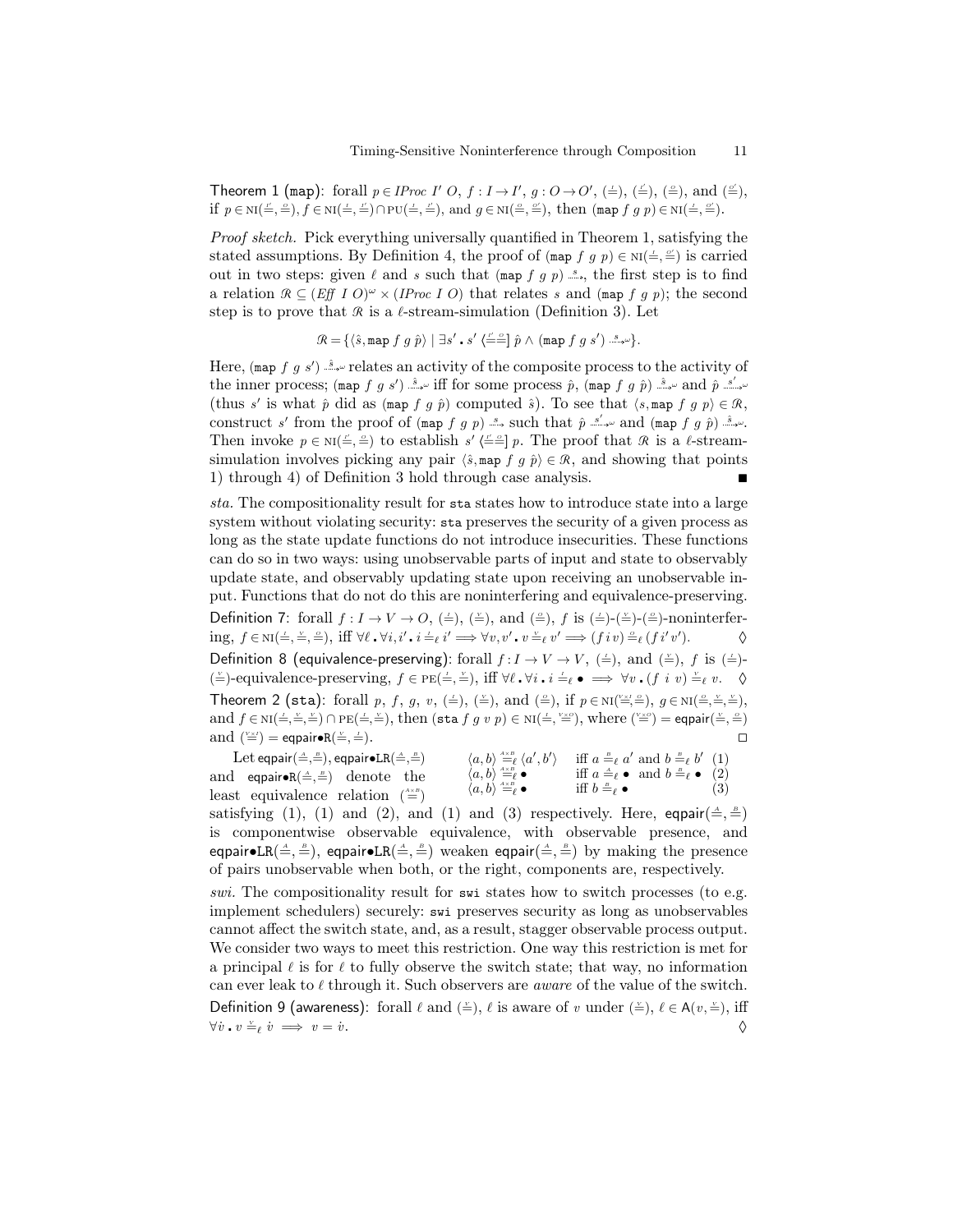**Theorem 1 (map)**: forall $p \in \mathit{IProc}\ I'\ O$, $f : I \to I'$, $g : O \to O'$, $(\overset{I}{=})$, $(\overset{I'}{=})$, $(\overset{O}{=})$, and $(\overset{O'}{=})$, if $p \in \mathrm{NI}(\overset{I'}{=}, \overset{O}{=})$, $f \in \mathrm{NI}(\overset{I}{=}, \overset{I'}{=}) \cap \mathrm{PU}(\overset{I}{=}, \overset{I'}{=})$, and $g \in \mathrm{NI}(\overset{O}{=}, \overset{O'}{=})$, then $(\mathtt{map}\ f\ g\ p) \in \mathrm{NI}(\overset{I}{=}, \overset{O'}{=})$.

*Proof sketch.* Pick everything universally quantified in Theorem 1, satisfying the stated assumptions. By Definition 4, the proof of $(\mathtt{map}\ f\ g\ p) \in \mathrm{NI}(\overset{I}{=}, \overset{O'}{=})$ is carried out in two steps: given $\ell$ and $s$ such that $(\mathtt{map}\ f\ g\ p) \overset{s}{\leadsto}$, the first step is to find a relation $\mathcal{R} \subseteq (\mathit{Eff}\ I\ O)^\omega \times (\mathit{IProc}\ I\ O)$ that relates $s$ and $(\mathtt{map}\ f\ g\ p)$; the second step is to prove that $\mathcal{R}$ is a $\ell$-stream-simulation (Definition 3). Let

$$\mathcal{R} = \{\langle \hat{s}, \mathtt{map}\ f\ g\ \hat{p}\rangle \mid \exists s' \mathbin{.} s' \, \langle \overset{I'\ O}{==}] \, \hat{p} \wedge (\mathtt{map}\ f\ g\ s') \overset{\hat{s}}{\leadsto}_\omega\}.$$

Here, $(\mathtt{map}\ f\ g\ s') \overset{\hat{s}}{\leadsto}_\omega$ relates an activity of the composite process to the activity of the inner process; $(\mathtt{map}\ f\ g\ s') \overset{\hat{s}}{\leadsto}_\omega$ iff for some process $\hat{p}$, $(\mathtt{map}\ f\ g\ \hat{p}) \overset{\hat{s}}{\leadsto}_\omega$ and $\hat{p} \overset{s'}{\leadsto}_\omega$ (thus $s'$ is what $\hat{p}$ did as $(\mathtt{map}\ f\ g\ \hat{p})$ computed $\hat{s}$). To see that $\langle s, \mathtt{map}\ f\ g\ p\rangle \in \mathcal{R}$, construct $s'$ from the proof of $(\mathtt{map}\ f\ g\ p) \overset{s}{\leadsto}$ such that $\hat{p} \overset{s'}{\leadsto}_\omega$ and $(\mathtt{map}\ f\ g\ \hat{p}) \overset{\hat{s}}{\leadsto}_\omega$. Then invoke $p \in \mathrm{NI}(\overset{I'}{=}, \overset{O}{=})$ to establish $s' \, \langle \overset{I'\ O}{==}] \, p$. The proof that $\mathcal{R}$ is a $\ell$-stream-simulation involves picking any pair $\langle \hat{s}, \mathtt{map}\ f\ g\ \hat{p}\rangle \in \mathcal{R}$, and showing that points 1) through 4) of Definition 3 hold through case analysis. ∎

*sta.* The compositionality result for `sta` states how to introduce state into a large system without violating security: `sta` preserves the security of a given process as long as the state update functions do not introduce insecurities. These functions can do so in two ways: using unobservable parts of input and state to observably update state, and observably updating state upon receiving an unobservable input. Functions that do not do this are noninterfering and equivalence-preserving.

**Definition 7**: forall $f : I \to V \to O$, $(\overset{I}{=})$, $(\overset{V}{=})$, and $(\overset{O}{=})$, $f$ is $(\overset{I}{=})$-$(\overset{V}{=})$-$(\overset{O}{=})$-noninterfering, $f \in \mathrm{NI}(\overset{I}{=}, \overset{V}{=}, \overset{O}{=})$, iff $\forall \ell \mathbin{.} \forall i, i' \mathbin{.} i \overset{I}{=}_\ell i' \Longrightarrow \forall v, v' \mathbin{.} v \overset{V}{=}_\ell v' \Longrightarrow (f\, i\, v) \overset{O}{=}_\ell (f\, i'\, v')$. ♢

**Definition 8 (equivalence-preserving)**: forall $f : I \to V \to V$, $(\overset{I}{=})$, and $(\overset{V}{=})$, $f$ is $(\overset{I}{=})$-$(\overset{V}{=})$-equivalence-preserving, $f \in \mathrm{PE}(\overset{I}{=}, \overset{V}{=})$, iff $\forall \ell \mathbin{.} \forall i \mathbin{.} i \overset{I}{=}_\ell \bullet \implies \forall v \mathbin{.} (f\ i\ v) \overset{V}{=}_\ell v$. ♢

**Theorem 2 (sta)**: forall $p$, $f$, $g$, $v$, $(\overset{I}{=})$, $(\overset{V}{=})$, and $(\overset{O}{=})$, if $p \in \mathrm{NI}(\overset{V \times I}{=}, \overset{O}{=})$, $g \in \mathrm{NI}(\overset{O}{=}, \overset{V}{=}, \overset{V}{=})$, and $f \in \mathrm{NI}(\overset{I}{=}, \overset{V}{=}, \overset{V}{=}) \cap \mathrm{PE}(\overset{I}{=}, \overset{V}{=})$, then $(\mathtt{sta}\ f\ g\ v\ p) \in \mathrm{NI}(\overset{I}{=}, \overset{V \times O}{=})$, where $(\overset{V \times O}{=}) = \mathsf{eqpair}(\overset{V}{=}, \overset{O}{=})$ and $(\overset{V \times I}{=}) = \mathsf{eqpair{\bullet}R}(\overset{V}{=}, \overset{I}{=})$. □

Let $\mathsf{eqpair}(\overset{A}{=}, \overset{B}{=})$, $\mathsf{eqpair{\bullet}LR}(\overset{A}{=}, \overset{B}{=})$ and $\mathsf{eqpair{\bullet}R}(\overset{A}{=}, \overset{B}{=})$ denote the least equivalence relation $(\overset{A \times B}{=})$ satisfying (1), (1) and (2), and (1) and (3) respectively.

$$\begin{array}{lll} \langle a, b\rangle \overset{A \times B}{=}_\ell \langle a', b'\rangle & \text{iff } a \overset{B}{=}_\ell a' \text{ and } b \overset{B}{=}_\ell b' & (1) \\ \langle a, b\rangle \overset{A \times B}{=}_\ell \bullet & \text{iff } a \overset{A}{=}_\ell \bullet \text{ and } b \overset{B}{=}_\ell \bullet & (2) \\ \langle a, b\rangle \overset{A \times B}{=}_\ell \bullet & \text{iff } b \overset{B}{=}_\ell \bullet & (3) \end{array}$$

Here, $\mathsf{eqpair}(\overset{A}{=}, \overset{B}{=})$ is componentwise observable equivalence, with observable presence, and $\mathsf{eqpair{\bullet}LR}(\overset{A}{=}, \overset{B}{=})$, $\mathsf{eqpair{\bullet}LR}(\overset{A}{=}, \overset{B}{=})$ weaken $\mathsf{eqpair}(\overset{A}{=}, \overset{B}{=})$ by making the presence of pairs unobservable when both, or the right, components are, respectively.

*swi.* The compositionality result for `swi` states how to switch processes (to e.g. implement schedulers) securely: `swi` preserves security as long as unobservables cannot affect the switch state, and, as a result, stagger observable process output. We consider two ways to meet this restriction. One way this restriction is met for a principal $\ell$ is for $\ell$ to fully observe the switch state; that way, no information can ever leak to $\ell$ through it. Such observers are *aware* of the value of the switch.

**Definition 9 (awareness)**: forall $\ell$ and $(\overset{V}{=})$, $\ell$ is aware of $v$ under $(\overset{V}{=})$, $\ell \in \mathsf{A}(v, \overset{V}{=})$, iff $\forall \dot{v} \mathbin{.} v \overset{V}{=}_\ell \dot{v} \implies v = \dot{v}$. ♢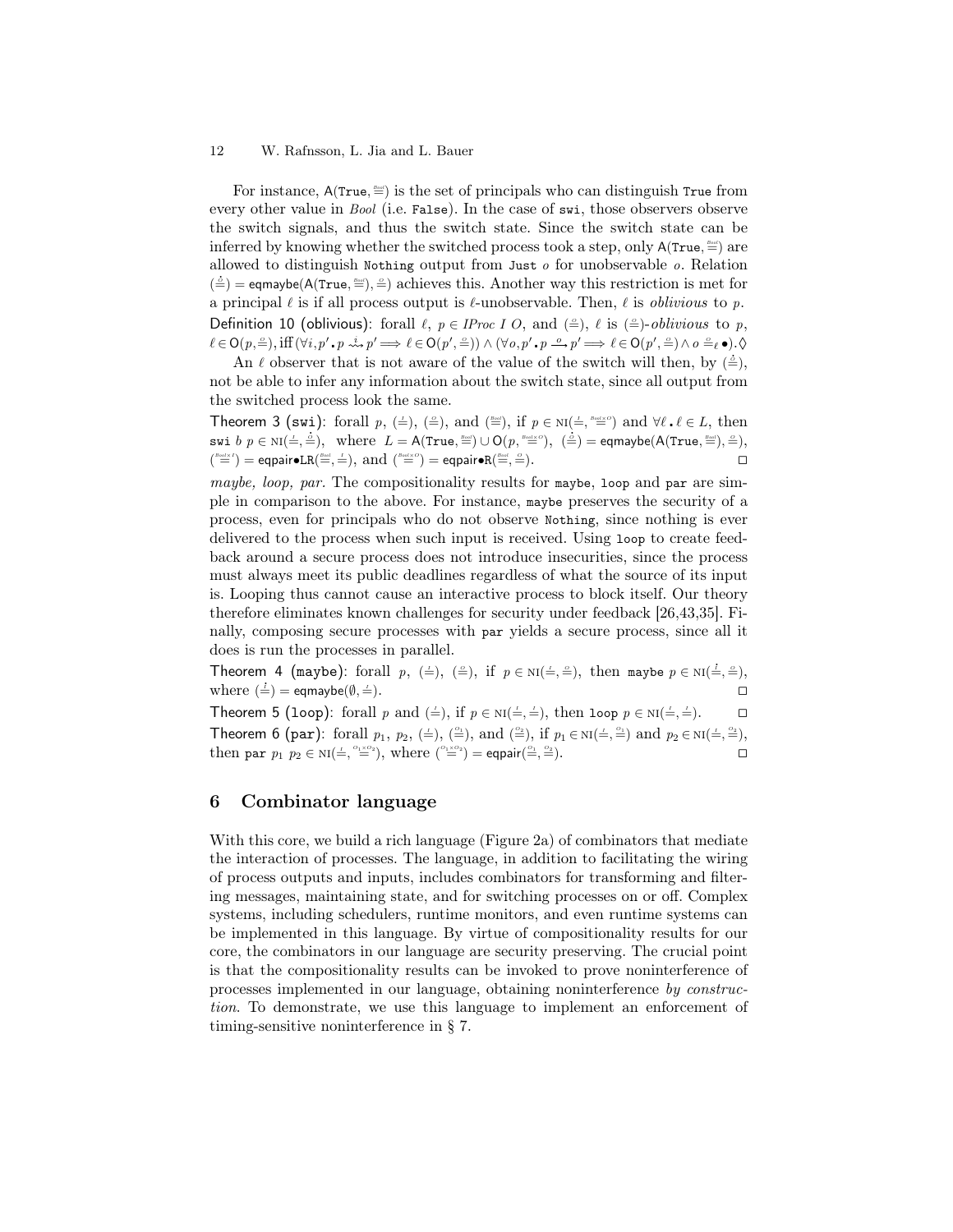For instance, $\mathsf{A}(\texttt{True}, \overset{\scriptscriptstyle Bool}{=})$ is the set of principals who can distinguish `True` from every other value in *Bool* (i.e. `False`). In the case of `swi`, those observers observe the switch signals, and thus the switch state. Since the switch state can be inferred by knowing whether the switched process took a step, only $\mathsf{A}(\texttt{True}, \overset{\scriptscriptstyle Bool}{=})$ are allowed to distinguish `Nothing` output from `Just` $o$ for unobservable $o$. Relation $(\overset{\dot{O}}{=}) = \mathsf{eqmaybe}(\mathsf{A}(\texttt{True}, \overset{\scriptscriptstyle Bool}{=}), \overset{O}{=})$ achieves this. Another way this restriction is met for a principal $\ell$ is if all process output is $\ell$-unobservable. Then, $\ell$ is *oblivious* to $p$.

Definition 10 (oblivious): forall $\ell$, $p \in IProc\ I\ O$, and $(\overset{O}{=})$, $\ell$ is $(\overset{O}{=})$-*oblivious* to $p$, $\ell \in \mathsf{O}(p, \overset{O}{=})$, iff $(\forall i, p' \mathbin{.} p \overset{i}{\rightsquigarrow} p' \Longrightarrow \ell \in \mathsf{O}(p', \overset{O}{=})) \wedge (\forall o, p' \mathbin{.} p \overset{o}{\longrightarrow} p' \Longrightarrow \ell \in \mathsf{O}(p', \overset{O}{=}) \wedge o \overset{O}{=}_{\ell} \bullet)$. ◊

An $\ell$ observer that is not aware of the value of the switch will then, by $(\overset{\dot{O}}{=})$, not be able to infer any information about the switch state, since all output from the switched process look the same.

Theorem 3 (`swi`): forall $p$, $(\overset{I}{=})$, $(\overset{O}{=})$, and $(\overset{\scriptscriptstyle Bool}{=})$, if $p \in \mathrm{NI}(\overset{I}{=}, \overset{\scriptscriptstyle Bool \times O}{=})$ and $\forall \ell \mathbin{.} \ell \in L$, then `swi` $b\ p \in \mathrm{NI}(\overset{\dot{I}}{=}, \overset{\dot{O}}{=})$, where $L = \mathsf{A}(\texttt{True}, \overset{\scriptscriptstyle Bool}{=}) \cup \mathsf{O}(p, \overset{\scriptscriptstyle Bool \times O}{=})$, $(\overset{\dot{O}}{=}) = \mathsf{eqmaybe}(\mathsf{A}(\texttt{True}, \overset{\scriptscriptstyle Bool}{=}), \overset{O}{=})$, $(\overset{\scriptscriptstyle Bool \times I}{=}) = \mathsf{eqpair}{\bullet}\mathsf{LR}(\overset{\scriptscriptstyle Bool}{=}, \overset{I}{=})$, and $(\overset{\scriptscriptstyle Bool \times O}{=}) = \mathsf{eqpair}{\bullet}\mathsf{R}(\overset{\scriptscriptstyle Bool}{=}, \overset{O}{=})$. □

*maybe, loop, par.* The compositionality results for `maybe`, `loop` and `par` are simple in comparison to the above. For instance, `maybe` preserves the security of a process, even for principals who do not observe `Nothing`, since nothing is ever delivered to the process when such input is received. Using `loop` to create feedback around a secure process does not introduce insecurities, since the process must always meet its public deadlines regardless of what the source of its input is. Looping thus cannot cause an interactive process to block itself. Our theory therefore eliminates known challenges for security under feedback [26,43,35]. Finally, composing secure processes with `par` yields a secure process, since all it does is run the processes in parallel.

Theorem 4 (`maybe`): forall $p$, $(\overset{I}{=})$, $(\overset{O}{=})$, if $p \in \mathrm{NI}(\overset{I}{=}, \overset{O}{=})$, then `maybe` $p \in \mathrm{NI}(\overset{\dot{I}}{=}, \overset{O}{=})$, where $(\overset{\dot{I}}{=}) = \mathsf{eqmaybe}(\emptyset, \overset{I}{=})$. □

Theorem 5 (`loop`): forall $p$ and $(\overset{I}{=})$, if $p \in \mathrm{NI}(\overset{I}{=}, \overset{I}{=})$, then `loop` $p \in \mathrm{NI}(\overset{I}{=}, \overset{I}{=})$. □

Theorem 6 (`par`): forall $p_1$, $p_2$, $(\overset{I}{=})$, $(\overset{O_1}{=})$, and $(\overset{O_2}{=})$, if $p_1 \in \mathrm{NI}(\overset{I}{=}, \overset{O_1}{=})$ and $p_2 \in \mathrm{NI}(\overset{I}{=}, \overset{O_2}{=})$, then `par` $p_1\ p_2 \in \mathrm{NI}(\overset{I}{=}, \overset{O_1 \times O_2}{=})$, where $(\overset{O_1 \times O_2}{=}) = \mathsf{eqpair}(\overset{O_1}{=}, \overset{O_2}{=})$. □

## 6 Combinator language

With this core, we build a rich language (Figure 2a) of combinators that mediate the interaction of processes. The language, in addition to facilitating the wiring of process outputs and inputs, includes combinators for transforming and filtering messages, maintaining state, and for switching processes on or off. Complex systems, including schedulers, runtime monitors, and even runtime systems can be implemented in this language. By virtue of compositionality results for our core, the combinators in our language are security preserving. The crucial point is that the compositionality results can be invoked to prove noninterference of processes implemented in our language, obtaining noninterference *by construction*. To demonstrate, we use this language to implement an enforcement of timing-sensitive noninterference in § 7.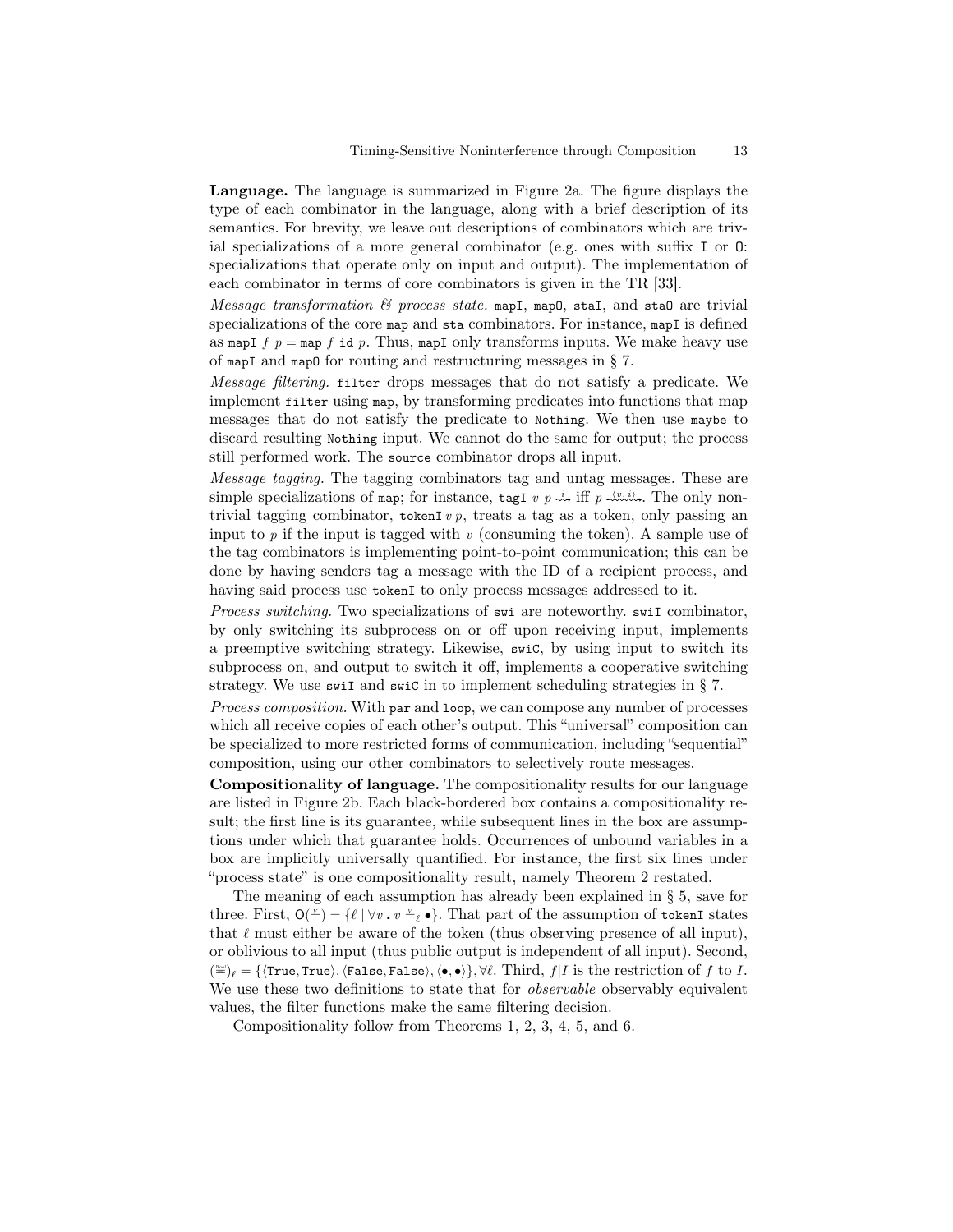**Language.** The language is summarized in Figure 2a. The figure displays the type of each combinator in the language, along with a brief description of its semantics. For brevity, we leave out descriptions of combinators which are trivial specializations of a more general combinator (e.g. ones with suffix `I` or `O`: specializations that operate only on input and output). The implementation of each combinator in terms of core combinators is given in the TR [33].

*Message transformation & process state.* `mapI`, `mapO`, `staI`, and `staO` are trivial specializations of the core `map` and `sta` combinators. For instance, `mapI` is defined as `mapI` $f$ $p$ = `map` $f$ `id` $p$. Thus, `mapI` only transforms inputs. We make heavy use of `mapI` and `mapO` for routing and restructuring messages in § 7.

*Message filtering.* `filter` drops messages that do not satisfy a predicate. We implement `filter` using `map`, by transforming predicates into functions that map messages that do not satisfy the predicate to `Nothing`. We then use `maybe` to discard resulting `Nothing` input. We cannot do the same for output; the process still performed work. The `source` combinator drops all input.

*Message tagging.* The tagging combinators tag and untag messages. These are simple specializations of `map`; for instance, `tagI` $v$ $p \xrightarrow{i}$ iff $p \xrightarrow{\langle v, i \rangle}$. The only nontrivial tagging combinator, `tokenI` $v\,p$, treats a tag as a token, only passing an input to $p$ if the input is tagged with $v$ (consuming the token). A sample use of the tag combinators is implementing point-to-point communication; this can be done by having senders tag a message with the ID of a recipient process, and having said process use `tokenI` to only process messages addressed to it.

*Process switching.* Two specializations of `swi` are noteworthy. `swiI` combinator, by only switching its subprocess on or off upon receiving input, implements a preemptive switching strategy. Likewise, `swiC`, by using input to switch its subprocess on, and output to switch it off, implements a cooperative switching strategy. We use `swiI` and `swiC` in to implement scheduling strategies in § 7.

*Process composition.* With `par` and `loop`, we can compose any number of processes which all receive copies of each other's output. This "universal" composition can be specialized to more restricted forms of communication, including "sequential" composition, using our other combinators to selectively route messages.

**Compositionality of language.** The compositionality results for our language are listed in Figure 2b. Each black-bordered box contains a compositionality result; the first line is its guarantee, while subsequent lines in the box are assumptions under which that guarantee holds. Occurrences of unbound variables in a box are implicitly universally quantified. For instance, the first six lines under "process state" is one compositionality result, namely Theorem 2 restated.

The meaning of each assumption has already been explained in § 5, save for three. First, $\mathsf{O}(\stackrel{v}{=}) = \{\ell \mid \forall v \,.\, v \stackrel{v}{=}_\ell \bullet\}$. That part of the assumption of `tokenI` states that $\ell$ must either be aware of the token (thus observing presence of all input), or oblivious to all input (thus public output is independent of all input). Second, $(\stackrel{Bool}{=})_\ell = \{\langle \texttt{True}, \texttt{True}\rangle, \langle \texttt{False}, \texttt{False}\rangle, \langle \bullet, \bullet\rangle\}, \forall \ell$. Third, $f|I$ is the restriction of $f$ to $I$. We use these two definitions to state that for *observable* observably equivalent values, the filter functions make the same filtering decision.

Compositionality follow from Theorems 1, 2, 3, 4, 5, and 6.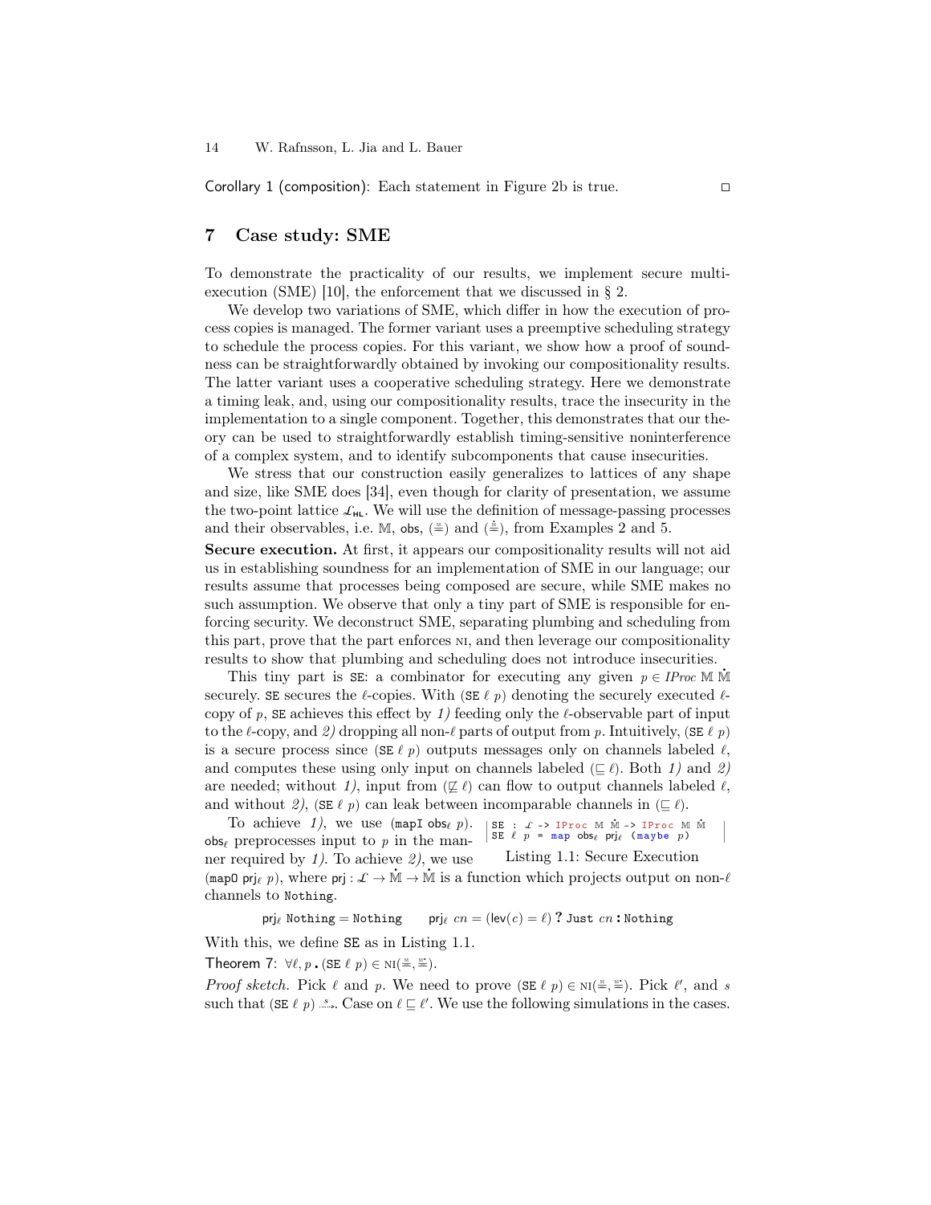Corollary 1 (composition): Each statement in Figure 2b is true. □

## 7 Case study: SME

To demonstrate the practicality of our results, we implement secure multi-execution (SME) [10], the enforcement that we discussed in § 2.

We develop two variations of SME, which differ in how the execution of process copies is managed. The former variant uses a preemptive scheduling strategy to schedule the process copies. For this variant, we show how a proof of soundness can be straightforwardly obtained by invoking our compositionality results. The latter variant uses a cooperative scheduling strategy. Here we demonstrate a timing leak, and, using our compositionality results, trace the insecurity in the implementation to a single component. Together, this demonstrates that our theory can be used to straightforwardly establish timing-sensitive noninterference of a complex system, and to identify subcomponents that cause insecurities.

We stress that our construction easily generalizes to lattices of any shape and size, like SME does [34], even though for clarity of presentation, we assume the two-point lattice $\mathcal{L}_{\mathsf{HL}}$. We will use the definition of message-passing processes and their observables, i.e. $\mathbb{M}$, $\mathsf{obs}$, $(\overset{\scriptscriptstyle\mathbb{M}}{=})$ and $(\overset{\scriptscriptstyle\dot{\mathbb{M}}}{=})$, from Examples 2 and 5.

**Secure execution.** At first, it appears our compositionality results will not aid us in establishing soundness for an implementation of SME in our language; our results assume that processes being composed are secure, while SME makes no such assumption. We observe that only a tiny part of SME is responsible for enforcing security. We deconstruct SME, separating plumbing and scheduling from this part, prove that the part enforces NI, and then leverage our compositionality results to show that plumbing and scheduling does not introduce insecurities.

This tiny part is SE: a combinator for executing any given $p \in \mathit{IProc}\ \mathbb{M}\ \dot{\mathbb{M}}$ securely. SE secures the $\ell$-copies. With $(\texttt{SE}\ \ell\ p)$ denoting the securely executed $\ell$-copy of $p$, SE achieves this effect by *1)* feeding only the $\ell$-observable part of input to the $\ell$-copy, and *2)* dropping all non-$\ell$ parts of output from $p$. Intuitively, $(\texttt{SE}\ \ell\ p)$ is a secure process since $(\texttt{SE}\ \ell\ p)$ outputs messages only on channels labeled $\ell$, and computes these using only input on channels labeled $(\sqsubseteq \ell)$. Both *1)* and *2)* are needed; without *1)*, input from $(\not\sqsubseteq \ell)$ can flow to output channels labeled $\ell$, and without *2)*, $(\texttt{SE}\ \ell\ p)$ can leak between incomparable channels in $(\sqsubseteq \ell)$.

To achieve *1)*, we use $(\texttt{mapI}\ \mathsf{obs}_\ell\ p)$. $\mathsf{obs}_\ell$ preprocesses input to $p$ in the manner required by *1)*. To achieve *2)*, we use $(\texttt{mapO}\ \mathsf{prj}_\ell\ p)$, where $\mathsf{prj} : \mathcal{L} \to \dot{\mathbb{M}} \to \dot{\mathbb{M}}$ is a function which projects output on non-$\ell$ channels to `Nothing`.

```
SE : L -> IProc M Ṁ -> IProc M Ṁ
SE ℓ p = map obsℓ prjℓ (maybe p)
```

Listing 1.1: Secure Execution

$$\mathsf{prj}_\ell\ \texttt{Nothing} = \texttt{Nothing} \qquad \mathsf{prj}_\ell\ cn = (\mathsf{lev}(c) = \ell)\ \texttt{?}\ \texttt{Just}\ cn\ \texttt{:}\ \texttt{Nothing}$$

With this, we define SE as in Listing 1.1.

Theorem 7: $\forall \ell, p\ .\ (\texttt{SE}\ \ell\ p) \in \mathrm{NI}(\overset{\scriptscriptstyle\mathbb{M}}{=}, \overset{\scriptscriptstyle\dot{\mathbb{M}}^*}{=})$.

*Proof sketch.* Pick $\ell$ and $p$. We need to prove $(\texttt{SE}\ \ell\ p) \in \mathrm{NI}(\overset{\scriptscriptstyle\mathbb{M}}{=}, \overset{\scriptscriptstyle\dot{\mathbb{M}}^*}{=})$. Pick $\ell'$, and $s$ such that $(\texttt{SE}\ \ell\ p) \overset{s}{\leadsto}$. Case on $\ell \sqsubseteq \ell'$. We use the following simulations in the cases.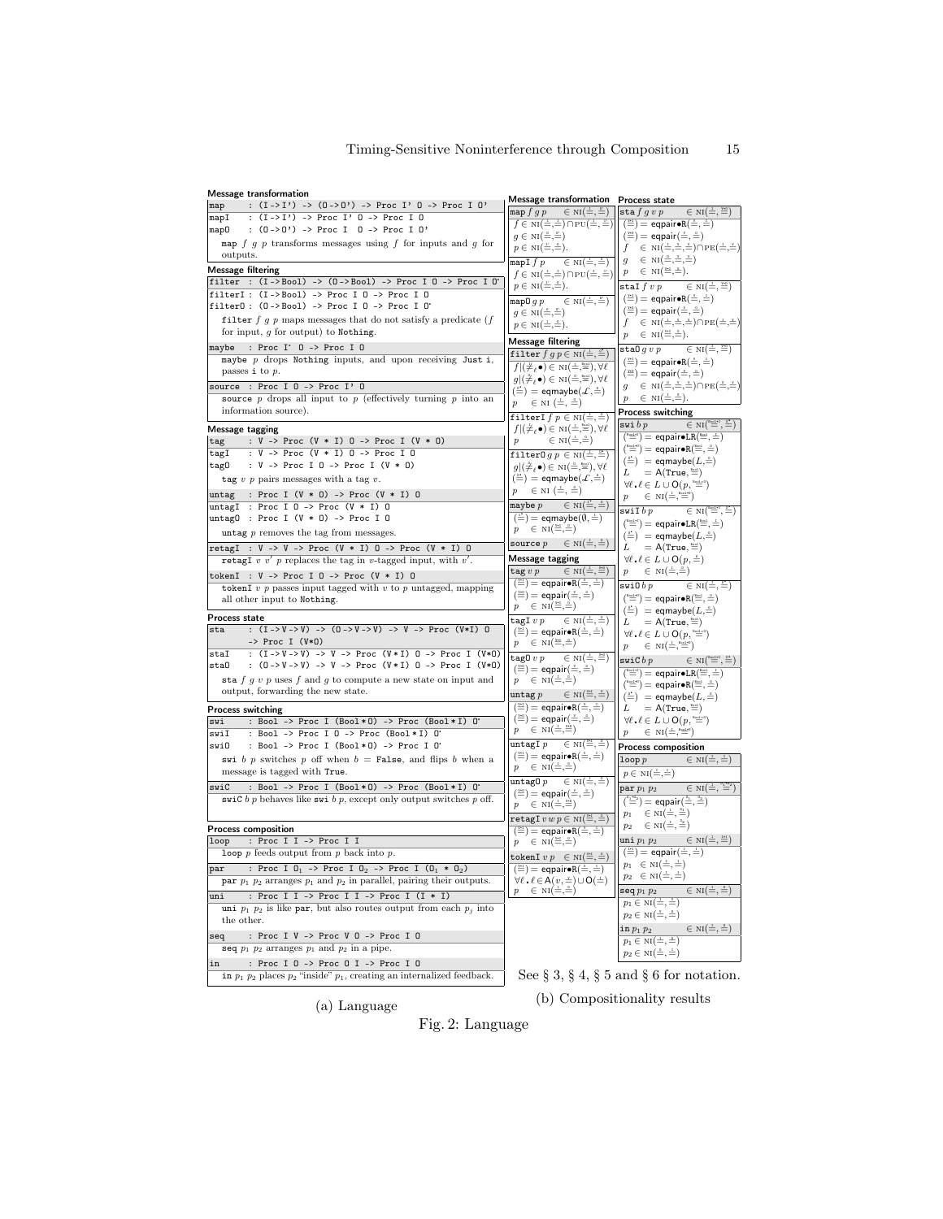## (a) Language

**Message transformation**

```
map    : (I->I') -> (O->O') -> Proc I' O -> Proc I O'
mapI   : (I->I') -> Proc I' O -> Proc I O
mapO   : (O->O') -> Proc I  O -> Proc I O'
```

map $f$ $g$ $p$ transforms messages using $f$ for inputs and $g$ for outputs.

**Message filtering**

```
filter  : (I->Bool) -> (O->Bool) -> Proc I O -> Proc I O•
filterI : (I->Bool) -> Proc I O -> Proc I O
filterO : (O->Bool) -> Proc I O -> Proc I O•
```

filter $f$ $g$ $p$ maps messages that do not satisfy a predicate ($f$ for input, $g$ for output) to Nothing.

```
maybe   : Proc I• O -> Proc I O
```

maybe $p$ drops Nothing inputs, and upon receiving Just i, passes i to $p$.

```
source  : Proc I O -> Proc I' O
```

source $p$ drops all input to $p$ (effectively turning $p$ into an information source).

**Message tagging**

```
tag    : V -> Proc (V * I) O -> Proc I (V * O)
tagI   : V -> Proc (V * I) O -> Proc I O
tagO   : V -> Proc I O -> Proc I (V * O)
```

tag $v$ $p$ pairs messages with a tag $v$.

```
untag  : Proc I (V * O) -> Proc (V * I) O
untagI : Proc I O -> Proc (V * I) O
untagO : Proc I (V * O) -> Proc I O
```

untag $p$ removes the tag from messages.

```
retagI : V -> V -> Proc (V * I) O -> Proc (V * I) O
```

retagI $v$ $v'$ $p$ replaces the tag in $v$-tagged input, with $v'$.

```
tokenI : V -> Proc I O -> Proc (V * I) O
```

tokenI $v$ $p$ passes input tagged with $v$ to $p$ untagged, mapping all other input to Nothing.

**Process state**

```
sta    : (I->V->V) -> (O->V->V) -> V -> Proc (V*I) O
         -> Proc I (V*O)
staI   : (I->V->V) -> V -> Proc (V*I) O -> Proc I (V*O)
staO   : (O->V->V) -> V -> Proc I (V*O) -> Proc I (V*O)
```

sta $f$ $g$ $v$ $p$ uses $f$ and $g$ to compute a new state on input and output, forwarding the new state.

**Process switching**

```
swi    : Bool -> Proc I (Bool*O) -> Proc (Bool*I) O•
swiI   : Bool -> Proc I O -> Proc (Bool*I) O•
swiO   : Bool -> Proc I (Bool*O) -> Proc I O•
```

swi $b$ $p$ switches $p$ off when $b$ = False, and flips $b$ when a message is tagged with True.

```
swiC   : Bool -> Proc I (Bool*O) -> Proc (Bool*I) O•
```

swiC $b$ $p$ behaves like swi $b$ $p$, except only output switches $p$ off.

**Process composition**

```
loop   : Proc I I -> Proc I I
```

loop $p$ feeds output from $p$ back into $p$.

```
par    : Proc I O1 -> Proc I O2 -> Proc I (O1 * O2)
```

par $p_1$ $p_2$ arranges $p_1$ and $p_2$ in parallel, pairing their outputs.

```
uni    : Proc I I -> Proc I I -> Proc I (I * I)
```

uni $p_1$ $p_2$ is like par, but also routes output from each $p_j$ into the other.

```
seq    : Proc I V -> Proc V O -> Proc I O
```

seq $p_1$ $p_2$ arranges $p_1$ and $p_2$ in a pipe.

```
in     : Proc I O -> Proc O I -> Proc I O
```

in $p_1$ $p_2$ places $p_2$ "inside" $p_1$, creating an internalized feedback.

## (b) Compositionality results

**Message transformation**

map $f$ $g$ $p$ $\in \text{NI}(\doteq, \doteq)$
- $f \in \text{NI}(\doteq,\doteq) \cap \text{PU}(\doteq,\doteq)$
- $g \in \text{NI}(\doteq,\doteq)$
- $p \in \text{NI}(\doteq,\doteq)$.

mapI $f$ $p$ $\in \text{NI}(\doteq, \doteq)$
- $f \in \text{NI}(\doteq,\doteq) \cap \text{PU}(\doteq,\doteq)$
- $p \in \text{NI}(\doteq,\doteq)$.

mapO $g$ $p$ $\in \text{NI}(\doteq, \doteq)$
- $g \in \text{NI}(\doteq,\doteq)$
- $p \in \text{NI}(\doteq,\doteq)$.

**Message filtering**

filter $f$ $g$ $p$ $\in \text{NI}(\doteq, \doteq)$
- $f|(\neq_\ell \bullet) \in \text{NI}(\doteq,\doteq), \forall \ell$
- $g|(\neq_\ell \bullet) \in \text{NI}(\doteq,\doteq), \forall \ell$
- $(\doteq) = \text{eqmaybe}(\mathcal{L}, \doteq)$
- $p \in \text{NI}(\doteq,\doteq)$

filterI $f$ $p$ $\in \text{NI}(\doteq, \doteq)$
- $f|(\neq_\ell \bullet) \in \text{NI}(\doteq,\doteq), \forall \ell$
- $p \in \text{NI}(\doteq,\doteq)$

filterO $g$ $p$ $\in \text{NI}(\doteq, \doteq)$
- $g|(\neq_\ell \bullet) \in \text{NI}(\doteq,\doteq), \forall \ell$
- $(\doteq) = \text{eqmaybe}(\mathcal{L}, \doteq)$
- $p \in \text{NI}(\doteq,\doteq)$

maybe $p$ $\in \text{NI}(\doteq, \doteq)$
- $(\doteq) = \text{eqmaybe}(\emptyset, \doteq)$
- $p \in \text{NI}(\doteq,\doteq)$

source $p$ $\in \text{NI}(\doteq, \doteq)$

**Message tagging**

tag $v$ $p$ $\in \text{NI}(\doteq, \doteq)$
- $(\doteq) = \text{eqpair}\bullet\text{R}(\doteq,\doteq)$
- $(\doteq) = \text{eqpair}(\doteq,\doteq)$
- $p \in \text{NI}(\doteq,\doteq)$

tagI $v$ $p$ $\in \text{NI}(\doteq, \doteq)$
- $(\doteq) = \text{eqpair}\bullet\text{R}(\doteq,\doteq)$
- $p \in \text{NI}(\doteq,\doteq)$

tagO $v$ $p$ $\in \text{NI}(\doteq, \doteq)$
- $(\doteq) = \text{eqpair}(\doteq,\doteq)$
- $p \in \text{NI}(\doteq,\doteq)$

untag $p$ $\in \text{NI}(\doteq, \doteq)$
- $(\doteq) = \text{eqpair}\bullet\text{R}(\doteq,\doteq)$
- $(\doteq) = \text{eqpair}(\doteq,\doteq)$
- $p \in \text{NI}(\doteq,\doteq)$

untagI $p$ $\in \text{NI}(\doteq, \doteq)$
- $(\doteq) = \text{eqpair}\bullet\text{R}(\doteq,\doteq)$
- $p \in \text{NI}(\doteq,\doteq)$

untagO $p$ $\in \text{NI}(\doteq, \doteq)$
- $(\doteq) = \text{eqpair}(\doteq,\doteq)$
- $p \in \text{NI}(\doteq,\doteq)$

retagI $v$ $w$ $p$ $\in \text{NI}(\doteq, \doteq)$
- $(\doteq) = \text{eqpair}\bullet\text{R}(\doteq,\doteq)$
- $p \in \text{NI}(\doteq,\doteq)$

tokenI $v$ $p$ $\in \text{NI}(\doteq, \doteq)$
- $(\doteq) = \text{eqpair}\bullet\text{R}(\doteq,\doteq)$
- $\forall \ell. \ell \in \text{A}(v,\doteq) \cup \text{O}(\doteq)$
- $p \in \text{NI}(\doteq,\doteq)$

**Process state**

sta $f$ $g$ $v$ $p$ $\in \text{NI}(\doteq, \doteq)$
- $(\doteq) = \text{eqpair}\bullet\text{R}(\doteq,\doteq)$
- $(\doteq) = \text{eqpair}(\doteq,\doteq)$
- $f \in \text{NI}(\doteq,\doteq,\doteq) \cap \text{PE}(\doteq,\doteq)$
- $g \in \text{NI}(\doteq,\doteq,\doteq)$
- $p \in \text{NI}(\doteq,\doteq)$.

staI $f$ $v$ $p$ $\in \text{NI}(\doteq, \doteq)$
- $(\doteq) = \text{eqpair}\bullet\text{R}(\doteq,\doteq)$
- $(\doteq) = \text{eqpair}(\doteq,\doteq)$
- $f \in \text{NI}(\doteq,\doteq,\doteq) \cap \text{PE}(\doteq,\doteq)$
- $p \in \text{NI}(\doteq,\doteq)$.

staO $g$ $v$ $p$ $\in \text{NI}(\doteq, \doteq)$
- $(\doteq) = \text{eqpair}\bullet\text{R}(\doteq,\doteq)$
- $(\doteq) = \text{eqpair}(\doteq,\doteq)$
- $g \in \text{NI}(\doteq,\doteq,\doteq) \cap \text{PE}(\doteq,\doteq)$
- $p \in \text{NI}(\doteq,\doteq)$.

**Process switching**

swi $b$ $p$ $\in \text{NI}(\doteq, \doteq)$
- $(\doteq) = \text{eqpair}\bullet\text{LR}(\doteq,\doteq)$
- $(\doteq) = \text{eqpair}\bullet\text{R}(\doteq,\doteq)$
- $(\doteq) = \text{eqmaybe}(L,\doteq)$
- $L = \text{A}(\text{True},\doteq)$
- $\forall \ell. \ell \in L \cup \text{O}(p,\doteq)$
- $p \in \text{NI}(\doteq,\doteq)$

swiI $b$ $p$ $\in \text{NI}(\doteq, \doteq)$
- $(\doteq) = \text{eqpair}\bullet\text{LR}(\doteq,\doteq)$
- $(\doteq) = \text{eqmaybe}(L,\doteq)$
- $L = \text{A}(\text{True},\doteq)$
- $\forall \ell. \ell \in L \cup \text{O}(p,\doteq)$
- $p \in \text{NI}(\doteq,\doteq)$

swiO $b$ $p$ $\in \text{NI}(\doteq, \doteq)$
- $(\doteq) = \text{eqpair}\bullet\text{R}(\doteq,\doteq)$
- $(\doteq) = \text{eqmaybe}(L,\doteq)$
- $L = \text{A}(\text{True},\doteq)$
- $\forall \ell. \ell \in L \cup \text{O}(p,\doteq)$
- $p \in \text{NI}(\doteq,\doteq)$

swiC $b$ $p$ $\in \text{NI}(\doteq, \doteq)$
- $(\doteq) = \text{eqpair}\bullet\text{LR}(\doteq,\doteq)$
- $(\doteq) = \text{eqpair}\bullet\text{R}(\doteq,\doteq)$
- $(\doteq) = \text{eqmaybe}(L,\doteq)$
- $L = \text{A}(\text{True},\doteq)$
- $\forall \ell. \ell \in L \cup \text{O}(p,\doteq)$
- $p \in \text{NI}(\doteq,\doteq)$

**Process composition**

loop $p$ $\in \text{NI}(\doteq, \doteq)$
- $p \in \text{NI}(\doteq,\doteq)$

par $p_1$ $p_2$ $\in \text{NI}(\doteq, \doteq)$
- $(\doteq) = \text{eqpair}(\doteq,\doteq)$
- $p_1 \in \text{NI}(\doteq,\doteq)$
- $p_2 \in \text{NI}(\doteq,\doteq)$

uni $p_1$ $p_2$ $\in \text{NI}(\doteq, \doteq)$
- $(\doteq) = \text{eqpair}(\doteq,\doteq)$
- $p_1 \in \text{NI}(\doteq,\doteq)$
- $p_2 \in \text{NI}(\doteq,\doteq)$

seq $p_1$ $p_2$ $\in \text{NI}(\doteq, \doteq)$
- $p_1 \in \text{NI}(\doteq,\doteq)$
- $p_2 \in \text{NI}(\doteq,\doteq)$

in $p_1$ $p_2$ $\in \text{NI}(\doteq, \doteq)$
- $p_1 \in \text{NI}(\doteq,\doteq)$
- $p_2 \in \text{NI}(\doteq,\doteq)$

See § 3, § 4, § 5 and § 6 for notation.

Fig. 2: Language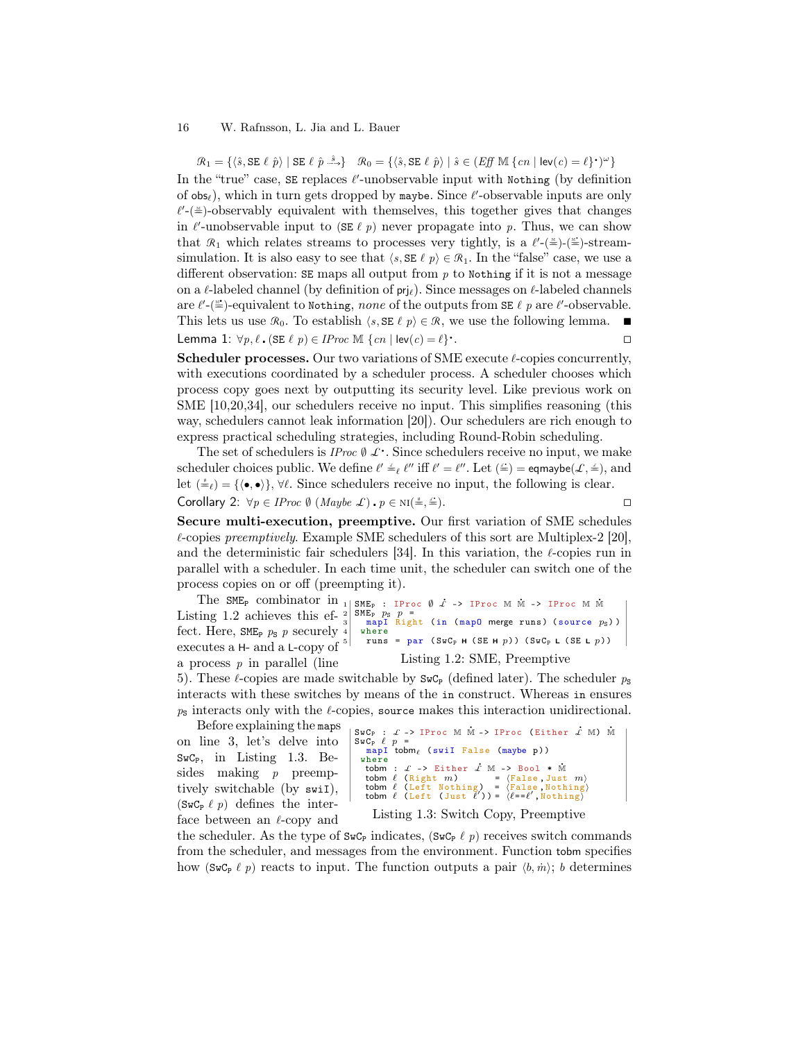$\mathscr{R}_1 = \{\langle \hat{s}, \texttt{SE}\ \ell\ \hat{p}\rangle \mid \texttt{SE}\ \ell\ \hat{p} \overset{\hat{s}}{\leadsto}\}$ $\quad \mathscr{R}_0 = \{\langle \hat{s}, \texttt{SE}\ \ell\ \hat{p}\rangle \mid \hat{s} \in (\mathit{Eff}\ \mathbb{M}\ \{cn \mid \mathsf{lev}(c) = \ell\}^{\bullet})^{\omega}\}$

In the "true" case, SE replaces $\ell'$-unobservable input with Nothing (by definition of $\mathsf{obs}_\ell$), which in turn gets dropped by maybe. Since $\ell'$-observable inputs are only $\ell'$-($\overset{\text{M}}{=}$)-observably equivalent with themselves, this together gives that changes in $\ell'$-unobservable input to (SE $\ell$ $p$) never propagate into $p$. Thus, we can show that $\mathscr{R}_1$ which relates streams to processes very tightly, is a $\ell'$-($\overset{\text{M}}{=}$)-($\overset{\dot{\text{M}}}{=}$)-stream-simulation. It is also easy to see that $\langle s, \texttt{SE}\ \ell\ p\rangle \in \mathscr{R}_1$. In the "false" case, we use a different observation: SE maps all output from $p$ to Nothing if it is not a message on a $\ell$-labeled channel (by definition of $\mathsf{prj}_\ell$). Since messages on $\ell$-labeled channels are $\ell'$-($\overset{\dot{\text{M}}}{=}$)-equivalent to Nothing, *none* of the outputs from SE $\ell$ $p$ are $\ell'$-observable. This lets us use $\mathscr{R}_0$. To establish $\langle s, \texttt{SE}\ \ell\ p\rangle \in \mathscr{R}$, we use the following lemma. ■

Lemma 1: $\forall p, \ell\,\boldsymbol{.}\ (\texttt{SE}\ \ell\ p) \in \mathit{IProc}\ \mathbb{M}\ \{cn \mid \mathsf{lev}(c) = \ell\}^{\bullet}$. □

**Scheduler processes.** Our two variations of SME execute $\ell$-copies concurrently, with executions coordinated by a scheduler process. A scheduler chooses which process copy goes next by outputting its security level. Like previous work on SME [10,20,34], our schedulers receive no input. This simplifies reasoning (this way, schedulers cannot leak information [20]). Our schedulers are rich enough to express practical scheduling strategies, including Round-Robin scheduling.

The set of schedulers is $\mathit{IProc}\ \emptyset\ \mathscr{L}^{\bullet}$. Since schedulers receive no input, we make scheduler choices public. We define $\ell' \overset{\mathscr{L}}{=}_\ell \ell''$ iff $\ell' = \ell''$. Let $(\overset{\dot{\mathscr{L}}}{=}) = \mathsf{eqmaybe}(\mathscr{L}, \overset{\mathscr{L}}{=})$, and let $(\overset{\emptyset}{=}_\ell) = \{\langle \bullet, \bullet \rangle\}, \forall \ell$. Since schedulers receive no input, the following is clear.

Corollary 2: $\forall p \in \mathit{IProc}\ \emptyset\ (\mathit{Maybe}\ \mathscr{L})\,\boldsymbol{.}\ p \in \mathrm{NI}(\overset{\emptyset}{=}, \overset{\dot{\mathscr{L}}}{=})$. □

**Secure multi-execution, preemptive.** Our first variation of SME schedules $\ell$-copies *preemptively*. Example SME schedulers of this sort are Multiplex-2 [20], and the deterministic fair schedulers [34]. In this variation, the $\ell$-copies run in parallel with a scheduler. In each time unit, the scheduler can switch one of the process copies on or off (preempting it).

The $\texttt{SME}_\texttt{P}$ combinator in Listing 1.2 achieves this effect. Here, $\texttt{SME}_\texttt{P}\ p_\texttt{S}\ p$ securely executes a H- and a L-copy of a process $p$ in parallel (line 5). These $\ell$-copies are made switchable by $\texttt{SwC}_\texttt{P}$ (defined later). The scheduler $p_\texttt{S}$ interacts with these switches by means of the in construct. Whereas in ensures $p_\texttt{S}$ interacts only with the $\ell$-copies, source makes this interaction unidirectional.

```
1 SMEP : IProc ∅ ℒ̇ -> IProc M Ṁ -> IProc M Ṁ
2 SMEP pS p =
3   mapI Right (in (mapO merge runs) (source pS))
4  where
5   runs = par (SwCP H (SE H p)) (SwCP L (SE L p))
```

Listing 1.2: SME, Preemptive

Before explaining the maps on line 3, let's delve into $\texttt{SwC}_\texttt{P}$, in Listing 1.3. Besides making $p$ preemptively switchable (by swiI), ($\texttt{SwC}_\texttt{P}\ \ell\ p$) defines the interface between an $\ell$-copy and the scheduler. As the type of $\texttt{SwC}_\texttt{P}$ indicates, ($\texttt{SwC}_\texttt{P}\ \ell\ p$) receives switch commands from the scheduler, and messages from the environment. Function tobm specifies how ($\texttt{SwC}_\texttt{P}\ \ell\ p$) reacts to input. The function outputs a pair $\langle b, \dot{m}\rangle$; $b$ determines

```
SwCP : ℒ -> IProc M Ṁ -> IProc (Either ℒ̇ M) Ṁ
SwCP ℓ p =
  mapI tobmℓ (swiI False (maybe p))
 where
  tobm : ℒ -> Either ℒ̇ M -> Bool * Ṁ
  tobm ℓ (Right m)        = ⟨False,Just m⟩
  tobm ℓ (Left Nothing)   = ⟨False,Nothing⟩
  tobm ℓ (Left (Just ℓ')) = ⟨ℓ==ℓ',Nothing⟩
```

Listing 1.3: Switch Copy, Preemptive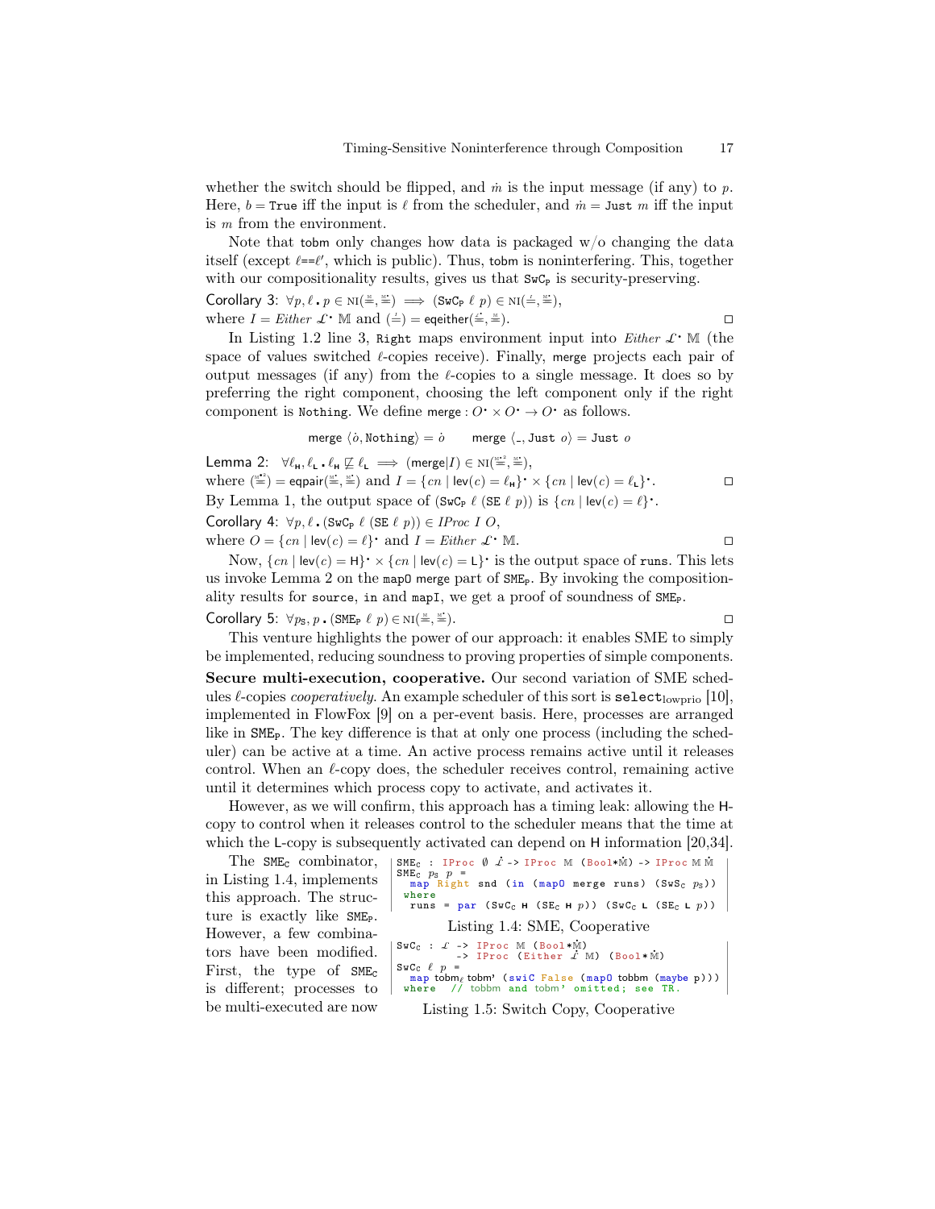whether the switch should be flipped, and $\dot{m}$ is the input message (if any) to $p$. Here, $b =$ `True` iff the input is $\ell$ from the scheduler, and $\dot{m} =$ `Just` $m$ iff the input is $m$ from the environment.

Note that `tobm` only changes how data is packaged w/o changing the data itself (except $\ell$==$\ell'$, which is public). Thus, `tobm` is noninterfering. This, together with our compositionality results, gives us that $\texttt{SwC}_\texttt{P}$ is security-preserving.

Corollary 3: $\forall p, \ell \,.\, p \in \text{NI}(\stackrel{\mathbb{M}}{=}, \stackrel{\mathbb{M}^\bullet}{=}) \implies (\texttt{SwC}_\texttt{P}\ \ell\ p) \in \text{NI}(\stackrel{I}{=}, \stackrel{\mathbb{M}^\bullet}{=})$,
where $I = \mathit{Either}\ \mathcal{L}^\bullet\ \mathbb{M}$ and $(\stackrel{I}{=}) = \mathsf{eqeither}(\stackrel{\mathcal{L}^\bullet}{=}, \stackrel{\mathbb{M}}{=})$. □

In Listing 1.2 line 3, `Right` maps environment input into $\mathit{Either}\ \mathcal{L}^\bullet\ \mathbb{M}$ (the space of values switched $\ell$-copies receive). Finally, `merge` projects each pair of output messages (if any) from the $\ell$-copies to a single message. It does so by preferring the right component, choosing the left component only if the right component is `Nothing`. We define $\mathsf{merge} : O^\bullet \times O^\bullet \to O^\bullet$ as follows.

$$\mathsf{merge}\ \langle \dot{o}, \texttt{Nothing}\rangle = \dot{o} \qquad \mathsf{merge}\ \langle \_, \texttt{Just}\ o\rangle = \texttt{Just}\ o$$

Lemma 2: $\forall \ell_\texttt{H}, \ell_\texttt{L} \,.\, \ell_\texttt{H} \not\sqsubseteq \ell_\texttt{L} \implies (\mathsf{merge}|I) \in \text{NI}(\stackrel{\mathbb{M}^{\bullet 2}}{=}, \stackrel{\mathbb{M}^\bullet}{=})$,
where $(\stackrel{\mathbb{M}^{\bullet 2}}{=}) = \mathsf{eqpair}(\stackrel{\mathbb{M}^\bullet}{=}, \stackrel{\mathbb{M}^\bullet}{=})$ and $I = \{cn \mid \mathsf{lev}(c) = \ell_\texttt{H}\}^\bullet \times \{cn \mid \mathsf{lev}(c) = \ell_\texttt{L}\}^\bullet$. □

By Lemma 1, the output space of $(\texttt{SwC}_\texttt{P}\ \ell\ (\texttt{SE}\ \ell\ p))$ is $\{cn \mid \mathsf{lev}(c) = \ell\}^\bullet$.

Corollary 4: $\forall p, \ell \,.\, (\texttt{SwC}_\texttt{P}\ \ell\ (\texttt{SE}\ \ell\ p)) \in \mathit{IProc}\ I\ O$,
where $O = \{cn \mid \mathsf{lev}(c) = \ell\}^\bullet$ and $I = \mathit{Either}\ \mathcal{L}^\bullet\ \mathbb{M}$. □

Now, $\{cn \mid \mathsf{lev}(c) = \texttt{H}\}^\bullet \times \{cn \mid \mathsf{lev}(c) = \texttt{L}\}^\bullet$ is the output space of `runs`. This lets us invoke Lemma 2 on the `mapO merge` part of $\texttt{SME}_\texttt{P}$. By invoking the compositionality results for `source`, `in` and `mapI`, we get a proof of soundness of $\texttt{SME}_\texttt{P}$.

Corollary 5: $\forall p_\texttt{S}, p \,.\, (\texttt{SME}_\texttt{P}\ \ell\ p) \in \text{NI}(\stackrel{\mathbb{M}}{=}, \stackrel{\mathbb{M}^\bullet}{=})$. □

This venture highlights the power of our approach: it enables SME to simply be implemented, reducing soundness to proving properties of simple components.

**Secure multi-execution, cooperative.** Our second variation of SME schedules $\ell$-copies *cooperatively*. An example scheduler of this sort is $\texttt{select}_{\text{lowprio}}$ [10], implemented in FlowFox [9] on a per-event basis. Here, processes are arranged like in $\texttt{SME}_\texttt{P}$. The key difference is that at only one process (including the scheduler) can be active at a time. An active process remains active until it releases control. When an $\ell$-copy does, the scheduler receives control, remaining active until it determines which process copy to activate, and activates it.

However, as we will confirm, this approach has a timing leak: allowing the H-copy to control when it releases control to the scheduler means that the time at which the L-copy is subsequently activated can depend on H information [20,34].

```
SMEC : IProc ∅ L̇ -> IProc M (Bool*Ṁ) -> IProc M Ṁ
SMEC pS p =
  map Right snd (in (mapO merge runs) (SwSC pS))
 where
  runs = par (SwCC H (SEC H p)) (SwCC L (SEC L p))
```

Listing 1.4: SME, Cooperative

```
SwCC : L -> IProc M (Bool*Ṁ)
        -> IProc (Either L̇ M) (Bool*Ṁ)
SwCC ℓ p =
  map tobmℓ tobm' (swiC False (mapO tobbm (maybe p)))
 where  // tobbm and tobm' omitted; see TR.
```

Listing 1.5: Switch Copy, Cooperative

The $\texttt{SME}_\texttt{C}$ combinator, in Listing 1.4, implements this approach. The structure is exactly like $\texttt{SME}_\texttt{P}$. However, a few combinators have been modified. First, the type of $\texttt{SME}_\texttt{C}$ is different; processes to be multi-executed are now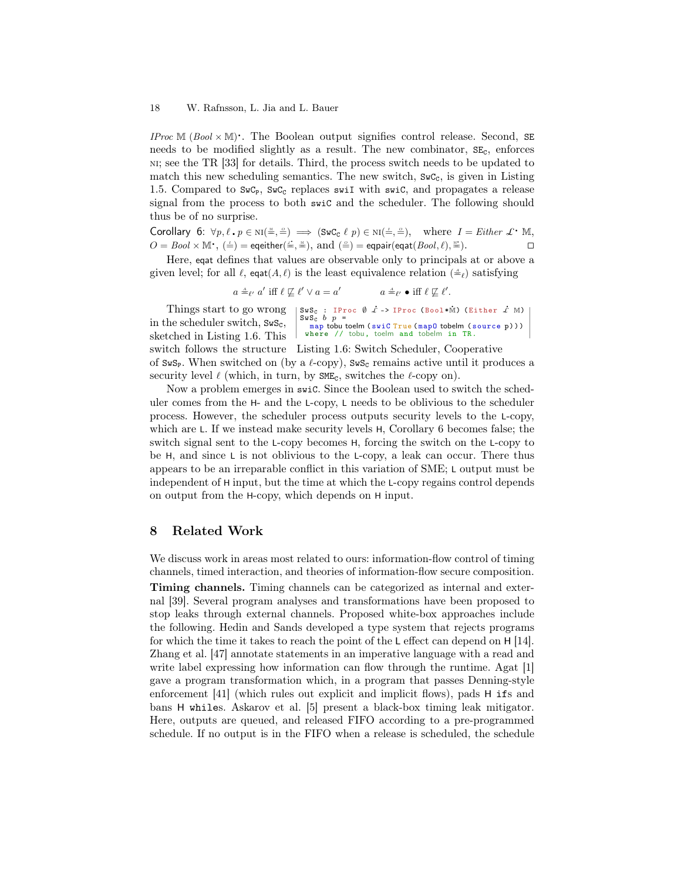*IProc* $\mathbb{M}$ $(Bool \times \mathbb{M})^{\bullet}$. The Boolean output signifies control release. Second, `SE` needs to be modified slightly as a result. The new combinator, $\texttt{SE}_\texttt{C}$, enforces NI; see the TR [33] for details. Third, the process switch needs to be updated to match this new scheduling semantics. The new switch, $\texttt{SwC}_\texttt{C}$, is given in Listing 1.5. Compared to $\texttt{SwC}_\texttt{P}$, $\texttt{SwC}_\texttt{C}$ replaces `swiI` with `swiC`, and propagates a release signal from the process to both `swiC` and the scheduler. The following should thus be of no surprise.

Corollary 6: $\forall p, \ell \,.\, p \in \text{NI}(\stackrel{\mathbb{M}}{=}, \stackrel{O}{=}) \implies (\texttt{SwC}_\texttt{C}\ \ell\ p) \in \text{NI}(\stackrel{I}{=}, \stackrel{O}{=})$, where $I = Either\ \mathcal{L}^{\bullet}\ \mathbb{M}$, $O = Bool \times \mathbb{M}^{\bullet}$, $(\stackrel{I}{=}) = \mathsf{eqeither}(\stackrel{\mathcal{L}^{\bullet}}{=}, \stackrel{\mathbb{M}}{=})$, and $(\stackrel{O}{=}) = \mathsf{eqpair}(\mathsf{eqat}(Bool, \ell), \stackrel{\mathbb{M}^{\bullet}}{=})$. □

Here, `eqat` defines that values are observable only to principals at or above a given level; for all $\ell$, $\mathsf{eqat}(A, \ell)$ is the least equivalence relation $(\stackrel{A}{=}_\ell)$ satisfying

$$a \stackrel{A}{=}_{\ell'} a' \text{ iff } \ell \not\sqsubseteq \ell' \lor a = a' \qquad\qquad a \stackrel{A}{=}_{\ell'} \bullet \text{ iff } \ell \not\sqsubseteq \ell'.$$

```
SwSC : IProc ∅ 𝓛̇ -> IProc (Bool*Ṁ) (Either 𝓛̇ M)
SwSC b p =
  map tobu toelm (swiC True (map0 tobelm (source p)))
  where // tobu, toelm and tobelm in TR.
```

Listing 1.6: Switch Scheduler, Cooperative

Things start to go wrong in the scheduler switch, $\texttt{SwS}_\texttt{C}$, sketched in Listing 1.6. This switch follows the structure of $\texttt{SwS}_\texttt{P}$. When switched on (by a $\ell$-copy), $\texttt{SwS}_\texttt{C}$ remains active until it produces a security level $\ell$ (which, in turn, by $\texttt{SME}_\texttt{C}$, switches the $\ell$-copy on).

Now a problem emerges in `swiC`. Since the Boolean used to switch the scheduler comes from the `H`- and the `L`-copy, `L` needs to be oblivious to the scheduler process. However, the scheduler process outputs security levels to the `L`-copy, which are `L`. If we instead make security levels `H`, Corollary 6 becomes false; the switch signal sent to the `L`-copy becomes `H`, forcing the switch on the `L`-copy to be `H`, and since `L` is not oblivious to the `L`-copy, a leak can occur. There thus appears to be an irreparable conflict in this variation of SME; `L` output must be independent of `H` input, but the time at which the `L`-copy regains control depends on output from the `H`-copy, which depends on `H` input.

## 8 Related Work

We discuss work in areas most related to ours: information-flow control of timing channels, timed interaction, and theories of information-flow secure composition.

**Timing channels.** Timing channels can be categorized as internal and external [39]. Several program analyses and transformations have been proposed to stop leaks through external channels. Proposed white-box approaches include the following. Hedin and Sands developed a type system that rejects programs for which the time it takes to reach the point of the `L` effect can depend on `H` [14]. Zhang et al. [47] annotate statements in an imperative language with a read and write label expressing how information can flow through the runtime. Agat [1] gave a program transformation which, in a program that passes Denning-style enforcement [41] (which rules out explicit and implicit flows), pads `H ifs` and bans `H whiles`. Askarov et al. [5] present a black-box timing leak mitigator. Here, outputs are queued, and released FIFO according to a pre-programmed schedule. If no output is in the FIFO when a release is scheduled, the schedule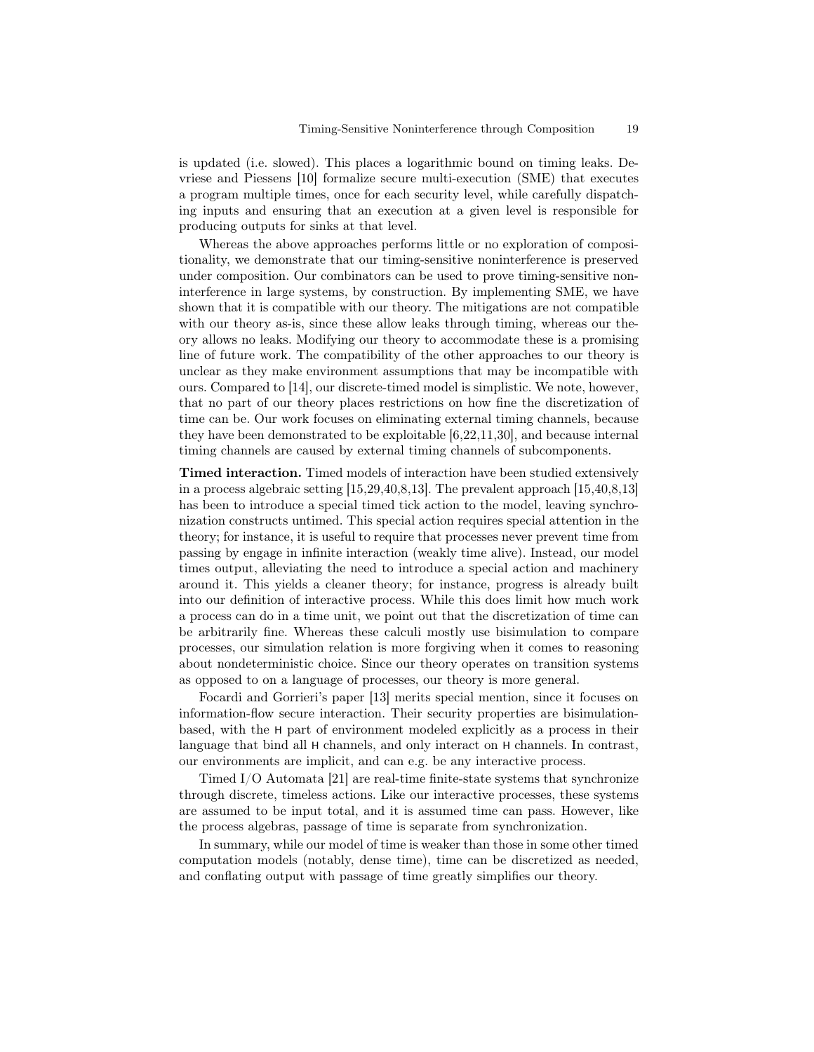is updated (i.e. slowed). This places a logarithmic bound on timing leaks. Devriese and Piessens [10] formalize secure multi-execution (SME) that executes a program multiple times, once for each security level, while carefully dispatching inputs and ensuring that an execution at a given level is responsible for producing outputs for sinks at that level.

Whereas the above approaches performs little or no exploration of compositionality, we demonstrate that our timing-sensitive noninterference is preserved under composition. Our combinators can be used to prove timing-sensitive noninterference in large systems, by construction. By implementing SME, we have shown that it is compatible with our theory. The mitigations are not compatible with our theory as-is, since these allow leaks through timing, whereas our theory allows no leaks. Modifying our theory to accommodate these is a promising line of future work. The compatibility of the other approaches to our theory is unclear as they make environment assumptions that may be incompatible with ours. Compared to [14], our discrete-timed model is simplistic. We note, however, that no part of our theory places restrictions on how fine the discretization of time can be. Our work focuses on eliminating external timing channels, because they have been demonstrated to be exploitable [6,22,11,30], and because internal timing channels are caused by external timing channels of subcomponents.

**Timed interaction.** Timed models of interaction have been studied extensively in a process algebraic setting [15,29,40,8,13]. The prevalent approach [15,40,8,13] has been to introduce a special timed tick action to the model, leaving synchronization constructs untimed. This special action requires special attention in the theory; for instance, it is useful to require that processes never prevent time from passing by engage in infinite interaction (weakly time alive). Instead, our model times output, alleviating the need to introduce a special action and machinery around it. This yields a cleaner theory; for instance, progress is already built into our definition of interactive process. While this does limit how much work a process can do in a time unit, we point out that the discretization of time can be arbitrarily fine. Whereas these calculi mostly use bisimulation to compare processes, our simulation relation is more forgiving when it comes to reasoning about nondeterministic choice. Since our theory operates on transition systems as opposed to on a language of processes, our theory is more general.

Focardi and Gorrieri's paper [13] merits special mention, since it focuses on information-flow secure interaction. Their security properties are bisimulation-based, with the H part of environment modeled explicitly as a process in their language that bind all H channels, and only interact on H channels. In contrast, our environments are implicit, and can e.g. be any interactive process.

Timed I/O Automata [21] are real-time finite-state systems that synchronize through discrete, timeless actions. Like our interactive processes, these systems are assumed to be input total, and it is assumed time can pass. However, like the process algebras, passage of time is separate from synchronization.

In summary, while our model of time is weaker than those in some other timed computation models (notably, dense time), time can be discretized as needed, and conflating output with passage of time greatly simplifies our theory.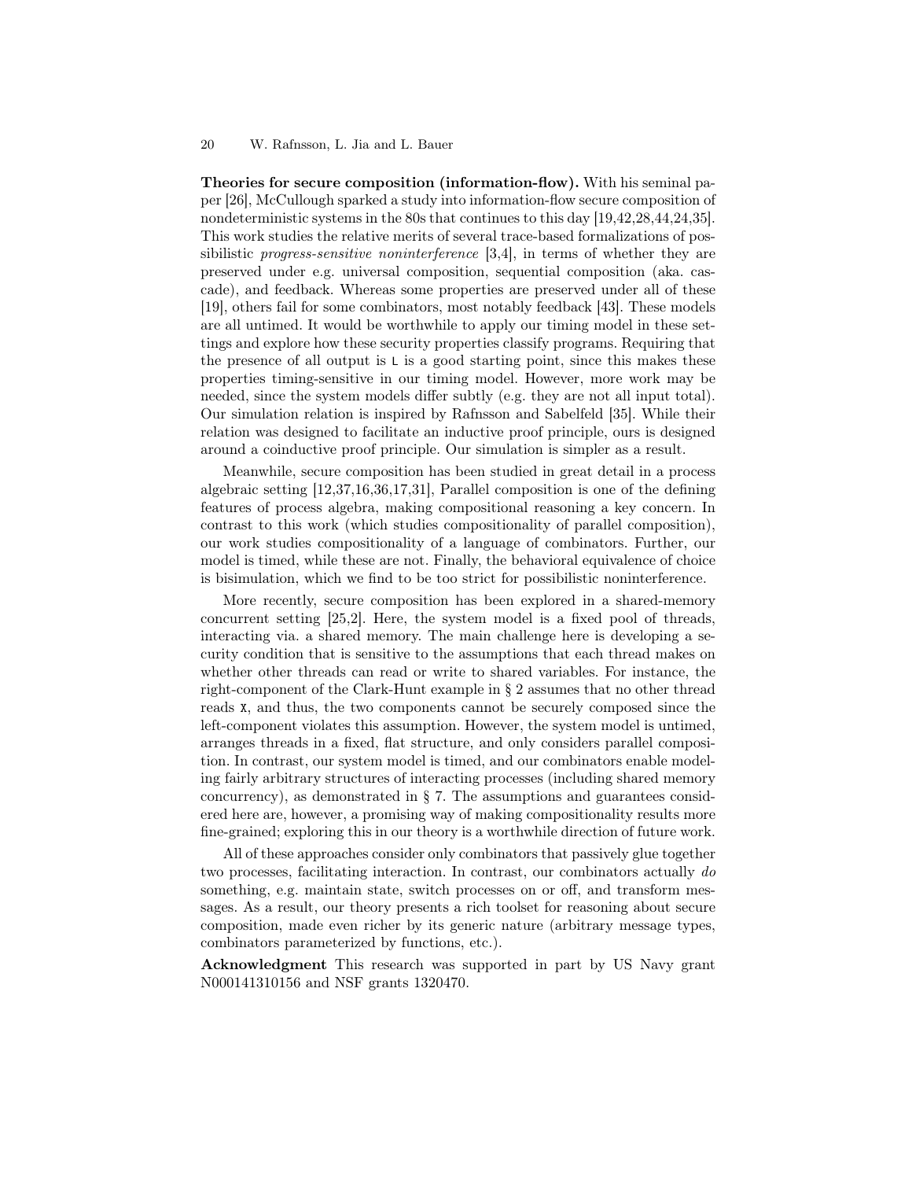**Theories for secure composition (information-flow).** With his seminal paper [26], McCullough sparked a study into information-flow secure composition of nondeterministic systems in the 80s that continues to this day [19,42,28,44,24,35]. This work studies the relative merits of several trace-based formalizations of possibilistic *progress-sensitive noninterference* [3,4], in terms of whether they are preserved under e.g. universal composition, sequential composition (aka. cascade), and feedback. Whereas some properties are preserved under all of these [19], others fail for some combinators, most notably feedback [43]. These models are all untimed. It would be worthwhile to apply our timing model in these settings and explore how these security properties classify programs. Requiring that the presence of all output is `L` is a good starting point, since this makes these properties timing-sensitive in our timing model. However, more work may be needed, since the system models differ subtly (e.g. they are not all input total). Our simulation relation is inspired by Rafnsson and Sabelfeld [35]. While their relation was designed to facilitate an inductive proof principle, ours is designed around a coinductive proof principle. Our simulation is simpler as a result.

Meanwhile, secure composition has been studied in great detail in a process algebraic setting [12,37,16,36,17,31], Parallel composition is one of the defining features of process algebra, making compositional reasoning a key concern. In contrast to this work (which studies compositionality of parallel composition), our work studies compositionality of a language of combinators. Further, our model is timed, while these are not. Finally, the behavioral equivalence of choice is bisimulation, which we find to be too strict for possibilistic noninterference.

More recently, secure composition has been explored in a shared-memory concurrent setting [25,2]. Here, the system model is a fixed pool of threads, interacting via. a shared memory. The main challenge here is developing a security condition that is sensitive to the assumptions that each thread makes on whether other threads can read or write to shared variables. For instance, the right-component of the Clark-Hunt example in § 2 assumes that no other thread reads `X`, and thus, the two components cannot be securely composed since the left-component violates this assumption. However, the system model is untimed, arranges threads in a fixed, flat structure, and only considers parallel composition. In contrast, our system model is timed, and our combinators enable modeling fairly arbitrary structures of interacting processes (including shared memory concurrency), as demonstrated in § 7. The assumptions and guarantees considered here are, however, a promising way of making compositionality results more fine-grained; exploring this in our theory is a worthwhile direction of future work.

All of these approaches consider only combinators that passively glue together two processes, facilitating interaction. In contrast, our combinators actually *do* something, e.g. maintain state, switch processes on or off, and transform messages. As a result, our theory presents a rich toolset for reasoning about secure composition, made even richer by its generic nature (arbitrary message types, combinators parameterized by functions, etc.).

**Acknowledgment** This research was supported in part by US Navy grant N000141310156 and NSF grants 1320470.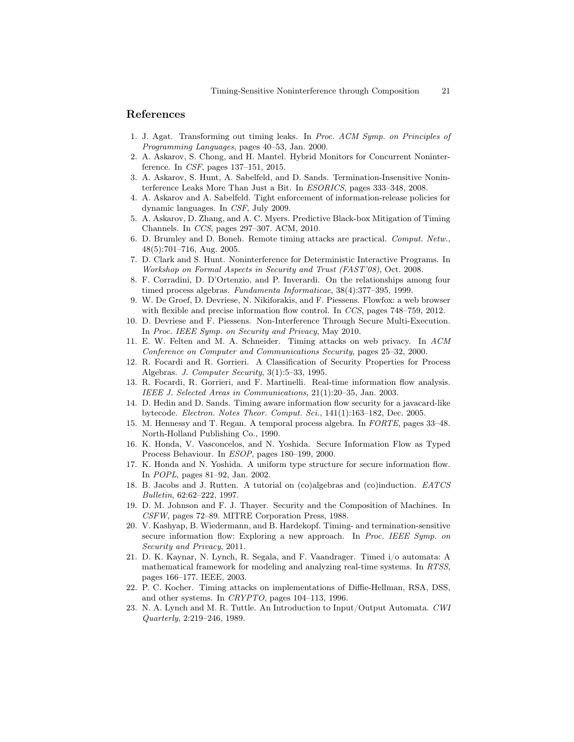## References

1. J. Agat. Transforming out timing leaks. In *Proc. ACM Symp. on Principles of Programming Languages*, pages 40–53, Jan. 2000.
2. A. Askarov, S. Chong, and H. Mantel. Hybrid Monitors for Concurrent Noninterference. In *CSF*, pages 137–151, 2015.
3. A. Askarov, S. Hunt, A. Sabelfeld, and D. Sands. Termination-Insensitive Noninterference Leaks More Than Just a Bit. In *ESORICS*, pages 333–348, 2008.
4. A. Askarov and A. Sabelfeld. Tight enforcement of information-release policies for dynamic languages. In *CSF*, July 2009.
5. A. Askarov, D. Zhang, and A. C. Myers. Predictive Black-box Mitigation of Timing Channels. In *CCS*, pages 297–307. ACM, 2010.
6. D. Brumley and D. Boneh. Remote timing attacks are practical. *Comput. Netw.*, 48(5):701–716, Aug. 2005.
7. D. Clark and S. Hunt. Noninterference for Deterministic Interactive Programs. In *Workshop on Formal Aspects in Security and Trust (FAST'08)*, Oct. 2008.
8. F. Corradini, D. D'Ortenzio, and P. Inverardi. On the relationships among four timed process algebras. *Fundamenta Informaticae*, 38(4):377–395, 1999.
9. W. De Groef, D. Devriese, N. Nikiforakis, and F. Piessens. Flowfox: a web browser with flexible and precise information flow control. In *CCS*, pages 748–759, 2012.
10. D. Devriese and F. Piessens. Non-Interference Through Secure Multi-Execution. In *Proc. IEEE Symp. on Security and Privacy*, May 2010.
11. E. W. Felten and M. A. Schneider. Timing attacks on web privacy. In *ACM Conference on Computer and Communications Security*, pages 25–32, 2000.
12. R. Focardi and R. Gorrieri. A Classification of Security Properties for Process Algebras. *J. Computer Security*, 3(1):5–33, 1995.
13. R. Focardi, R. Gorrieri, and F. Martinelli. Real-time information flow analysis. *IEEE J. Selected Areas in Communications*, 21(1):20–35, Jan. 2003.
14. D. Hedin and D. Sands. Timing aware information flow security for a javacard-like bytecode. *Electron. Notes Theor. Comput. Sci.*, 141(1):163–182, Dec. 2005.
15. M. Hennessy and T. Regan. A temporal process algebra. In *FORTE*, pages 33–48. North-Holland Publishing Co., 1990.
16. K. Honda, V. Vasconcelos, and N. Yoshida. Secure Information Flow as Typed Process Behaviour. In *ESOP*, pages 180–199, 2000.
17. K. Honda and N. Yoshida. A uniform type structure for secure information flow. In *POPL*, pages 81–92, Jan. 2002.
18. B. Jacobs and J. Rutten. A tutorial on (co)algebras and (co)induction. *EATCS Bulletin*, 62:62–222, 1997.
19. D. M. Johnson and F. J. Thayer. Security and the Composition of Machines. In *CSFW*, pages 72–89. MITRE Corporation Press, 1988.
20. V. Kashyap, B. Wiedermann, and B. Hardekopf. Timing- and termination-sensitive secure information flow: Exploring a new approach. In *Proc. IEEE Symp. on Security and Privacy*, 2011.
21. D. K. Kaynar, N. Lynch, R. Segala, and F. Vaandrager. Timed i/o automata: A mathematical framework for modeling and analyzing real-time systems. In *RTSS*, pages 166–177. IEEE, 2003.
22. P. C. Kocher. Timing attacks on implementations of Diffie-Hellman, RSA, DSS, and other systems. In *CRYPTO*, pages 104–113, 1996.
23. N. A. Lynch and M. R. Tuttle. An Introduction to Input/Output Automata. *CWI Quarterly*, 2:219–246, 1989.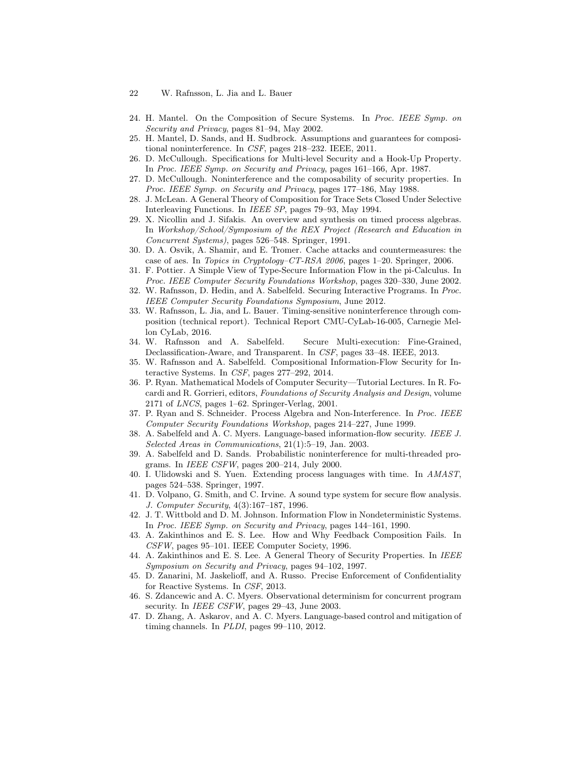24. H. Mantel. On the Composition of Secure Systems. In *Proc. IEEE Symp. on Security and Privacy*, pages 81–94, May 2002.
25. H. Mantel, D. Sands, and H. Sudbrock. Assumptions and guarantees for compositional noninterference. In *CSF*, pages 218–232. IEEE, 2011.
26. D. McCullough. Specifications for Multi-level Security and a Hook-Up Property. In *Proc. IEEE Symp. on Security and Privacy*, pages 161–166, Apr. 1987.
27. D. McCullough. Noninterference and the composability of security properties. In *Proc. IEEE Symp. on Security and Privacy*, pages 177–186, May 1988.
28. J. McLean. A General Theory of Composition for Trace Sets Closed Under Selective Interleaving Functions. In *IEEE SP*, pages 79–93, May 1994.
29. X. Nicollin and J. Sifakis. An overview and synthesis on timed process algebras. In *Workshop/School/Symposium of the REX Project (Research and Education in Concurrent Systems)*, pages 526–548. Springer, 1991.
30. D. A. Osvik, A. Shamir, and E. Tromer. Cache attacks and countermeasures: the case of aes. In *Topics in Cryptology–CT-RSA 2006*, pages 1–20. Springer, 2006.
31. F. Pottier. A Simple View of Type-Secure Information Flow in the pi-Calculus. In *Proc. IEEE Computer Security Foundations Workshop*, pages 320–330, June 2002.
32. W. Rafnsson, D. Hedin, and A. Sabelfeld. Securing Interactive Programs. In *Proc. IEEE Computer Security Foundations Symposium*, June 2012.
33. W. Rafnsson, L. Jia, and L. Bauer. Timing-sensitive noninterference through composition (technical report). Technical Report CMU-CyLab-16-005, Carnegie Mellon CyLab, 2016.
34. W. Rafnsson and A. Sabelfeld. Secure Multi-execution: Fine-Grained, Declassification-Aware, and Transparent. In *CSF*, pages 33–48. IEEE, 2013.
35. W. Rafnsson and A. Sabelfeld. Compositional Information-Flow Security for Interactive Systems. In *CSF*, pages 277–292, 2014.
36. P. Ryan. Mathematical Models of Computer Security—Tutorial Lectures. In R. Focardi and R. Gorrieri, editors, *Foundations of Security Analysis and Design*, volume 2171 of *LNCS*, pages 1–62. Springer-Verlag, 2001.
37. P. Ryan and S. Schneider. Process Algebra and Non-Interference. In *Proc. IEEE Computer Security Foundations Workshop*, pages 214–227, June 1999.
38. A. Sabelfeld and A. C. Myers. Language-based information-flow security. *IEEE J. Selected Areas in Communications*, 21(1):5–19, Jan. 2003.
39. A. Sabelfeld and D. Sands. Probabilistic noninterference for multi-threaded programs. In *IEEE CSFW*, pages 200–214, July 2000.
40. I. Ulidowski and S. Yuen. Extending process languages with time. In *AMAST*, pages 524–538. Springer, 1997.
41. D. Volpano, G. Smith, and C. Irvine. A sound type system for secure flow analysis. *J. Computer Security*, 4(3):167–187, 1996.
42. J. T. Wittbold and D. M. Johnson. Information Flow in Nondeterministic Systems. In *Proc. IEEE Symp. on Security and Privacy*, pages 144–161, 1990.
43. A. Zakinthinos and E. S. Lee. How and Why Feedback Composition Fails. In *CSFW*, pages 95–101. IEEE Computer Society, 1996.
44. A. Zakinthinos and E. S. Lee. A General Theory of Security Properties. In *IEEE Symposium on Security and Privacy*, pages 94–102, 1997.
45. D. Zanarini, M. Jaskelioff, and A. Russo. Precise Enforcement of Confidentiality for Reactive Systems. In *CSF*, 2013.
46. S. Zdancewic and A. C. Myers. Observational determinism for concurrent program security. In *IEEE CSFW*, pages 29–43, June 2003.
47. D. Zhang, A. Askarov, and A. C. Myers. Language-based control and mitigation of timing channels. In *PLDI*, pages 99–110, 2012.